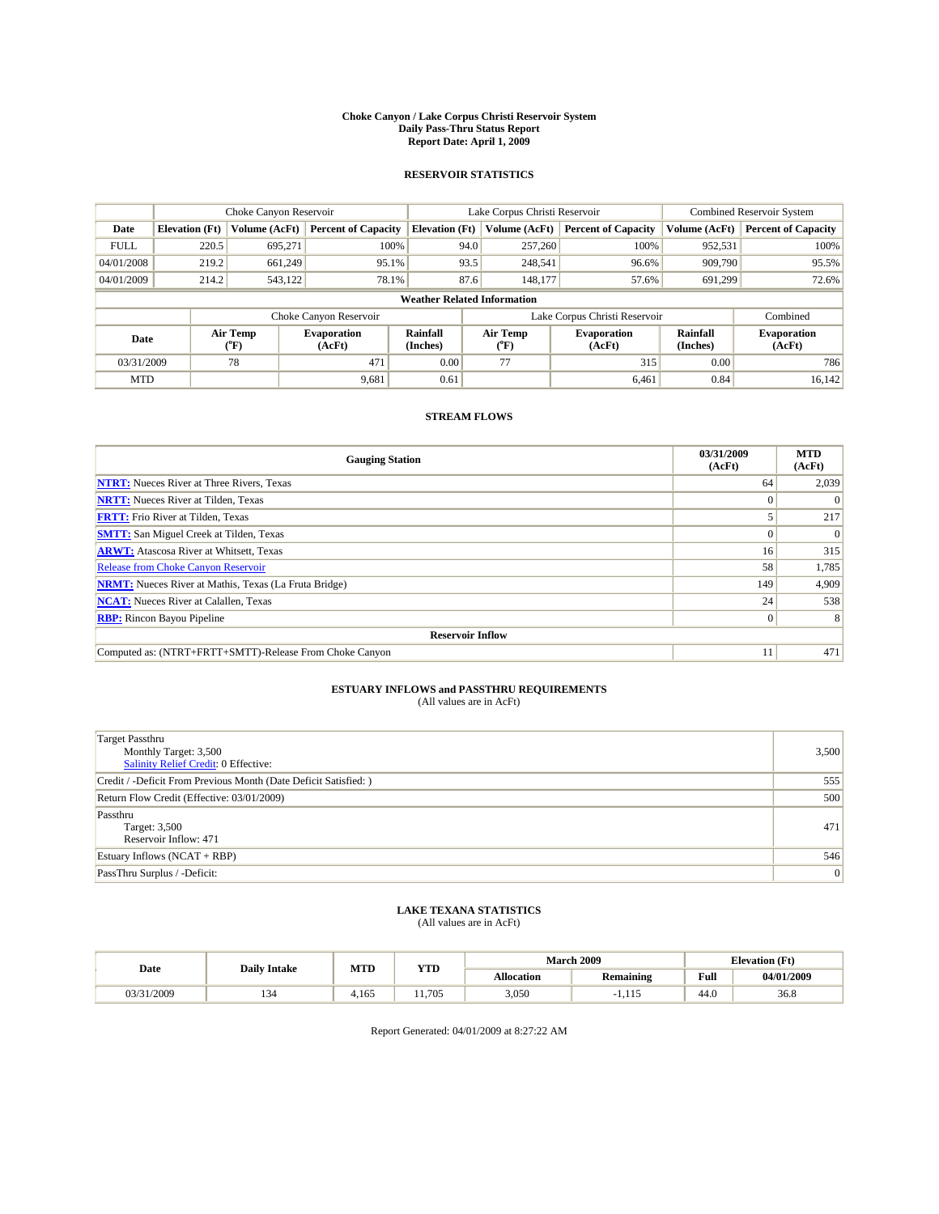# Choke Canyon / Lake Corpus Christi Reservoir System
## Daily Pass-Thru Status Report
### Report Date: April 1, 2009

## RESERVOIR STATISTICS

| | Choke Canyon Reservoir | | | Lake Corpus Christi Reservoir | | | Combined Reservoir System | |
|---|---|---|---|---|---|---|---|---|
| Date | Elevation (Ft) | Volume (AcFt) | Percent of Capacity | Elevation (Ft) | Volume (AcFt) | Percent of Capacity | Volume (AcFt) | Percent of Capacity |
| FULL | 220.5 | 695,271 | 100% | 94.0 | 257,260 | 100% | 952,531 | 100% |
| 04/01/2008 | 219.2 | 661,249 | 95.1% | 93.5 | 248,541 | 96.6% | 909,790 | 95.5% |
| 04/01/2009 | 214.2 | 543,122 | 78.1% | 87.6 | 148,177 | 57.6% | 691,299 | 72.6% |

**Weather Related Information**

| | Choke Canyon Reservoir | | | Lake Corpus Christi Reservoir | | | Combined |
|---|---|---|---|---|---|---|---|
| Date | Air Temp (°F) | Evaporation (AcFt) | Rainfall (Inches) | Air Temp (°F) | Evaporation (AcFt) | Rainfall (Inches) | Evaporation (AcFt) |
| 03/31/2009 | 78 | 471 | 0.00 | 77 | 315 | 0.00 | 786 |
| MTD | | 9,681 | 0.61 | | 6,461 | 0.84 | 16,142 |

## STREAM FLOWS

| Gauging Station | 03/31/2009 (AcFt) | MTD (AcFt) |
|---|---|---|
| NTRT: Nueces River at Three Rivers, Texas | 64 | 2,039 |
| NRTT: Nueces River at Tilden, Texas | 0 | 0 |
| FRTT: Frio River at Tilden, Texas | 5 | 217 |
| SMTT: San Miguel Creek at Tilden, Texas | 0 | 0 |
| ARWT: Atascosa River at Whitsett, Texas | 16 | 315 |
| Release from Choke Canyon Reservoir | 58 | 1,785 |
| NRMT: Nueces River at Mathis, Texas (La Fruta Bridge) | 149 | 4,909 |
| NCAT: Nueces River at Calallen, Texas | 24 | 538 |
| RBP: Rincon Bayou Pipeline | 0 | 8 |
| **Reservoir Inflow** | | |
| Computed as: (NTRT+FRTT+SMTT)-Release From Choke Canyon | 11 | 471 |

## ESTUARY INFLOWS and PASSTHRU REQUIREMENTS
(All values are in AcFt)

| | |
|---|---|
| Target Passthru<br>Monthly Target: 3,500<br>Salinity Relief Credit: 0 Effective: | 3,500 |
| Credit / -Deficit From Previous Month (Date Deficit Satisfied: ) | 555 |
| Return Flow Credit (Effective: 03/01/2009) | 500 |
| Passthru<br>Target: 3,500<br>Reservoir Inflow: 471 | 471 |
| Estuary Inflows (NCAT + RBP) | 546 |
| PassThru Surplus / -Deficit: | 0 |

## LAKE TEXANA STATISTICS
(All values are in AcFt)

| Date | Daily Intake | MTD | YTD | March 2009 | | Elevation (Ft) | |
|---|---|---|---|---|---|---|---|
| | | | | Allocation | Remaining | Full | 04/01/2009 |
| 03/31/2009 | 134 | 4,165 | 11,705 | 3,050 | -1,115 | 44.0 | 36.8 |

Report Generated: 04/01/2009 at 8:27:22 AM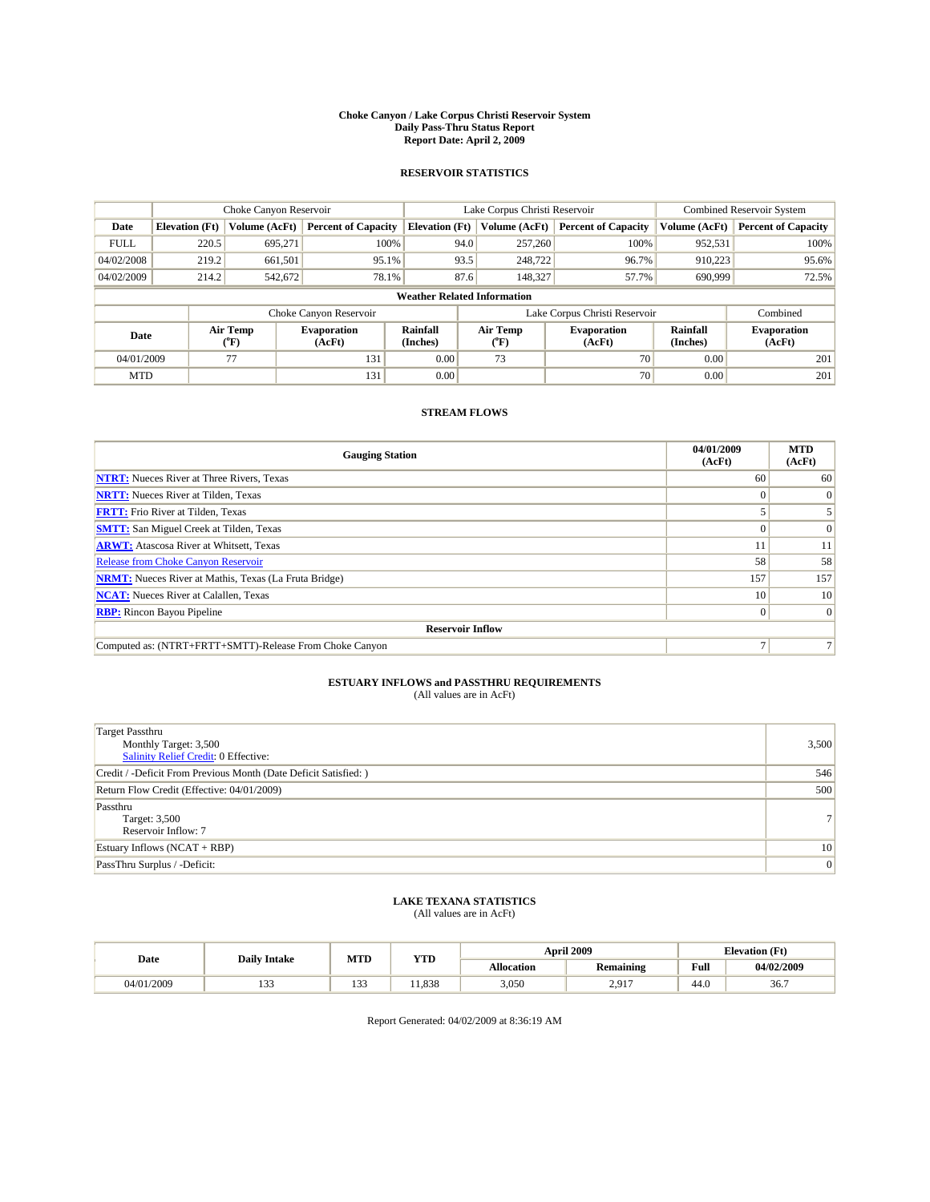# Choke Canyon / Lake Corpus Christi Reservoir System
## Daily Pass-Thru Status Report
### Report Date: April 2, 2009

## RESERVOIR STATISTICS

| | Choke Canyon Reservoir | | | Lake Corpus Christi Reservoir | | | Combined Reservoir System | |
|---|---|---|---|---|---|---|---|---|
| Date | Elevation (Ft) | Volume (AcFt) | Percent of Capacity | Elevation (Ft) | Volume (AcFt) | Percent of Capacity | Volume (AcFt) | Percent of Capacity |
| FULL | 220.5 | 695,271 | 100% | 94.0 | 257,260 | 100% | 952,531 | 100% |
| 04/02/2008 | 219.2 | 661,501 | 95.1% | 93.5 | 248,722 | 96.7% | 910,223 | 95.6% |
| 04/02/2009 | 214.2 | 542,672 | 78.1% | 87.6 | 148,327 | 57.7% | 690,999 | 72.5% |

**Weather Related Information**

| | Choke Canyon Reservoir | | | Lake Corpus Christi Reservoir | | | Combined |
|---|---|---|---|---|---|---|---|
| Date | Air Temp (°F) | Evaporation (AcFt) | Rainfall (Inches) | Air Temp (°F) | Evaporation (AcFt) | Rainfall (Inches) | Evaporation (AcFt) |
| 04/01/2009 | 77 | 131 | 0.00 | 73 | 70 | 0.00 | 201 |
| MTD | | 131 | 0.00 | | 70 | 0.00 | 201 |

## STREAM FLOWS

| Gauging Station | 04/01/2009 (AcFt) | MTD (AcFt) |
|---|---|---|
| **NTRT:** Nueces River at Three Rivers, Texas | 60 | 60 |
| **NRTT:** Nueces River at Tilden, Texas | 0 | 0 |
| **FRTT:** Frio River at Tilden, Texas | 5 | 5 |
| **SMTT:** San Miguel Creek at Tilden, Texas | 0 | 0 |
| **ARWT:** Atascosa River at Whitsett, Texas | 11 | 11 |
| Release from Choke Canyon Reservoir | 58 | 58 |
| **NRMT:** Nueces River at Mathis, Texas (La Fruta Bridge) | 157 | 157 |
| **NCAT:** Nueces River at Calallen, Texas | 10 | 10 |
| **RBP:** Rincon Bayou Pipeline | 0 | 0 |
| **Reservoir Inflow** | | |
| Computed as: (NTRT+FRTT+SMTT)-Release From Choke Canyon | 7 | 7 |

## ESTUARY INFLOWS and PASSTHRU REQUIREMENTS
(All values are in AcFt)

| | |
|---|---|
| Target Passthru<br>Monthly Target: 3,500<br>Salinity Relief Credit: 0 Effective: | 3,500 |
| Credit / -Deficit From Previous Month (Date Deficit Satisfied: ) | 546 |
| Return Flow Credit (Effective: 04/01/2009) | 500 |
| Passthru<br>Target: 3,500<br>Reservoir Inflow: 7 | 7 |
| Estuary Inflows (NCAT + RBP) | 10 |
| PassThru Surplus / -Deficit: | 0 |

## LAKE TEXANA STATISTICS
(All values are in AcFt)

| Date | Daily Intake | MTD | YTD | April 2009 | | Elevation (Ft) | |
|---|---|---|---|---|---|---|---|
| | | | | Allocation | Remaining | Full | 04/02/2009 |
| 04/01/2009 | 133 | 133 | 11,838 | 3,050 | 2,917 | 44.0 | 36.7 |

Report Generated: 04/02/2009 at 8:36:19 AM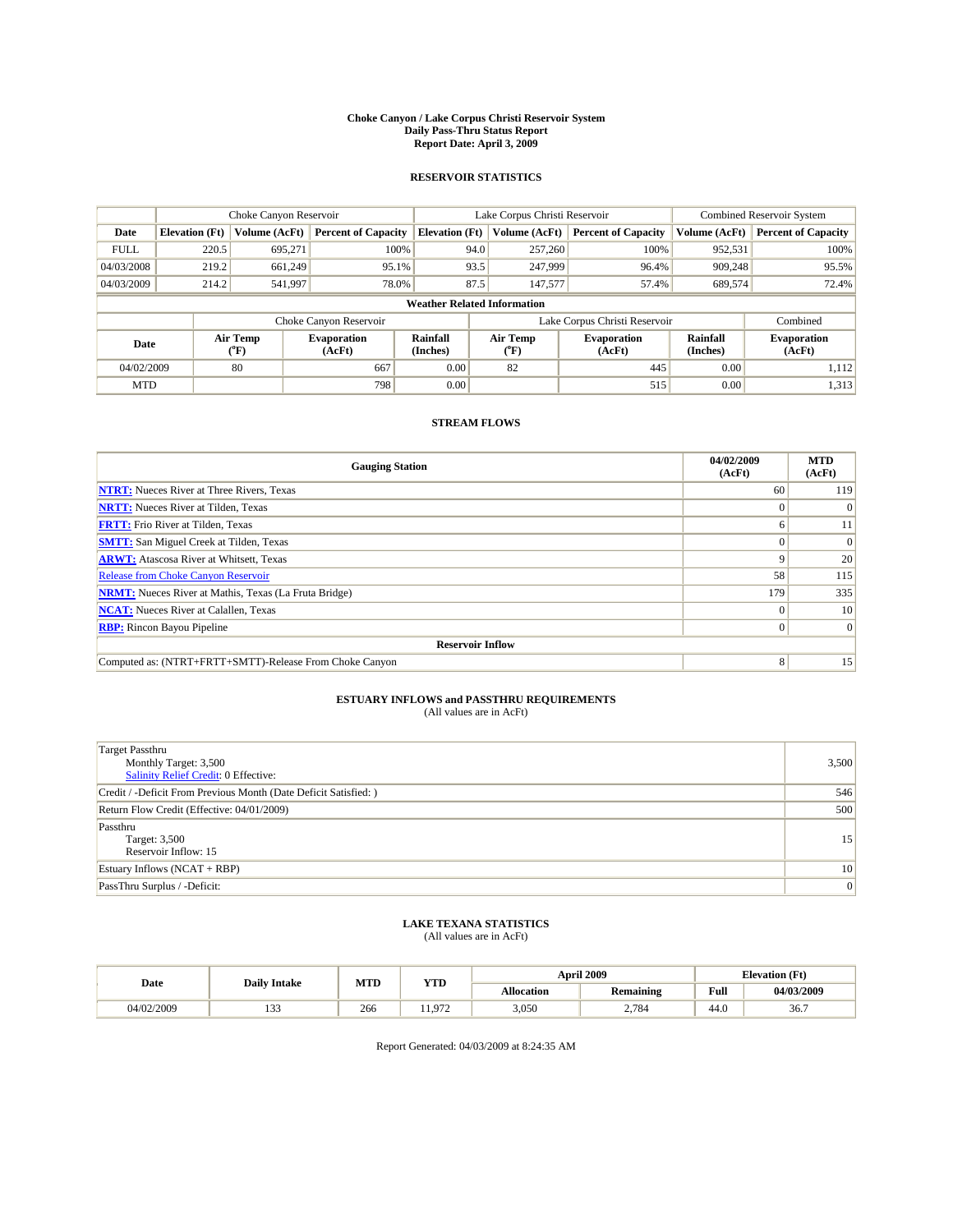**Choke Canyon / Lake Corpus Christi Reservoir System**
**Daily Pass-Thru Status Report**
**Report Date: April 3, 2009**

## RESERVOIR STATISTICS

| | Choke Canyon Reservoir | | | Lake Corpus Christi Reservoir | | | Combined Reservoir System | |
|---|---|---|---|---|---|---|---|---|
| **Date** | **Elevation (Ft)** | **Volume (AcFt)** | **Percent of Capacity** | **Elevation (Ft)** | **Volume (AcFt)** | **Percent of Capacity** | **Volume (AcFt)** | **Percent of Capacity** |
| FULL | 220.5 | 695,271 | 100% | 94.0 | 257,260 | 100% | 952,531 | 100% |
| 04/03/2008 | 219.2 | 661,249 | 95.1% | 93.5 | 247,999 | 96.4% | 909,248 | 95.5% |
| 04/03/2009 | 214.2 | 541,997 | 78.0% | 87.5 | 147,577 | 57.4% | 689,574 | 72.4% |

**Weather Related Information**

| | Choke Canyon Reservoir | | | Lake Corpus Christi Reservoir | | | Combined |
|---|---|---|---|---|---|---|---|
| **Date** | **Air Temp (°F)** | **Evaporation (AcFt)** | **Rainfall (Inches)** | **Air Temp (°F)** | **Evaporation (AcFt)** | **Rainfall (Inches)** | **Evaporation (AcFt)** |
| 04/02/2009 | 80 | 667 | 0.00 | 82 | 445 | 0.00 | 1,112 |
| MTD | | 798 | 0.00 | | 515 | 0.00 | 1,313 |

## STREAM FLOWS

| Gauging Station | 04/02/2009 (AcFt) | MTD (AcFt) |
|---|---|---|
| **NTRT:** Nueces River at Three Rivers, Texas | 60 | 119 |
| **NRTT:** Nueces River at Tilden, Texas | 0 | 0 |
| **FRTT:** Frio River at Tilden, Texas | 6 | 11 |
| **SMTT:** San Miguel Creek at Tilden, Texas | 0 | 0 |
| **ARWT:** Atascosa River at Whitsett, Texas | 9 | 20 |
| Release from Choke Canyon Reservoir | 58 | 115 |
| **NRMT:** Nueces River at Mathis, Texas (La Fruta Bridge) | 179 | 335 |
| **NCAT:** Nueces River at Calallen, Texas | 0 | 10 |
| **RBP:** Rincon Bayou Pipeline | 0 | 0 |
| **Reservoir Inflow** | | |
| Computed as: (NTRT+FRTT+SMTT)-Release From Choke Canyon | 8 | 15 |

## ESTUARY INFLOWS and PASSTHRU REQUIREMENTS
(All values are in AcFt)

| | |
|---|---|
| Target Passthru<br>Monthly Target: 3,500<br>Salinity Relief Credit: 0 Effective: | 3,500 |
| Credit / -Deficit From Previous Month (Date Deficit Satisfied: ) | 546 |
| Return Flow Credit (Effective: 04/01/2009) | 500 |
| Passthru<br>Target: 3,500<br>Reservoir Inflow: 15 | 15 |
| Estuary Inflows (NCAT + RBP) | 10 |
| PassThru Surplus / -Deficit: | 0 |

## LAKE TEXANA STATISTICS
(All values are in AcFt)

| Date | Daily Intake | MTD | YTD | April 2009 | | Elevation (Ft) | |
|---|---|---|---|---|---|---|---|
| | | | | **Allocation** | **Remaining** | **Full** | **04/03/2009** |
| 04/02/2009 | 133 | 266 | 11,972 | 3,050 | 2,784 | 44.0 | 36.7 |

Report Generated: 04/03/2009 at 8:24:35 AM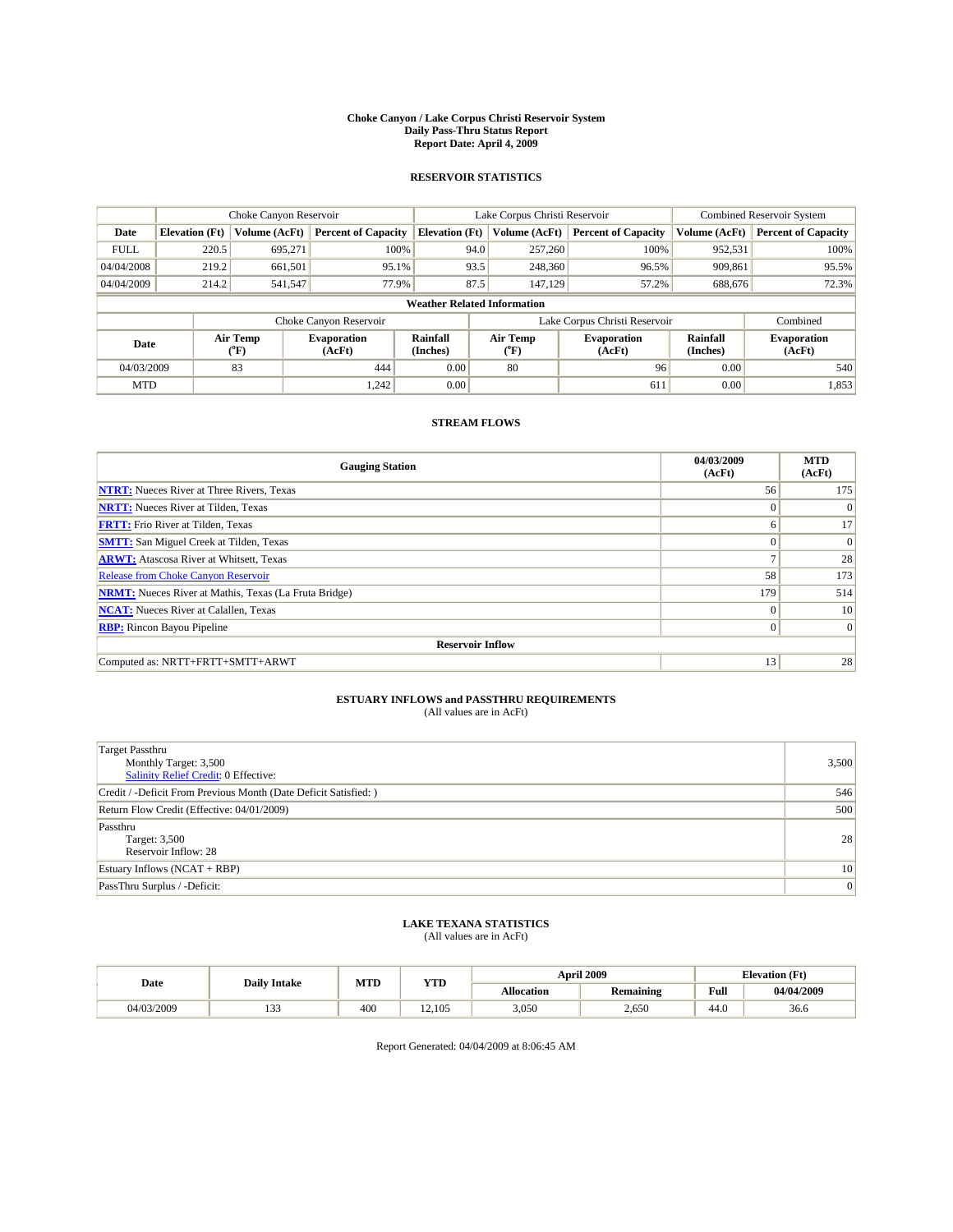**Choke Canyon / Lake Corpus Christi Reservoir System**
**Daily Pass-Thru Status Report**
**Report Date: April 4, 2009**

### RESERVOIR STATISTICS

| | Choke Canyon Reservoir | | | Lake Corpus Christi Reservoir | | | Combined Reservoir System | |
|---|---|---|---|---|---|---|---|---|
| **Date** | **Elevation (Ft)** | **Volume (AcFt)** | **Percent of Capacity** | **Elevation (Ft)** | **Volume (AcFt)** | **Percent of Capacity** | **Volume (AcFt)** | **Percent of Capacity** |
| FULL | 220.5 | 695,271 | 100% | 94.0 | 257,260 | 100% | 952,531 | 100% |
| 04/04/2008 | 219.2 | 661,501 | 95.1% | 93.5 | 248,360 | 96.5% | 909,861 | 95.5% |
| 04/04/2009 | 214.2 | 541,547 | 77.9% | 87.5 | 147,129 | 57.2% | 688,676 | 72.3% |

**Weather Related Information**

| | Choke Canyon Reservoir | | | Lake Corpus Christi Reservoir | | | Combined |
|---|---|---|---|---|---|---|---|
| **Date** | **Air Temp (°F)** | **Evaporation (AcFt)** | **Rainfall (Inches)** | **Air Temp (°F)** | **Evaporation (AcFt)** | **Rainfall (Inches)** | **Evaporation (AcFt)** |
| 04/03/2009 | 83 | 444 | 0.00 | 80 | 96 | 0.00 | 540 |
| MTD | | 1,242 | 0.00 | | 611 | 0.00 | 1,853 |

### STREAM FLOWS

| Gauging Station | 04/03/2009 (AcFt) | MTD (AcFt) |
|---|---|---|
| **NTRT:** Nueces River at Three Rivers, Texas | 56 | 175 |
| **NRTT:** Nueces River at Tilden, Texas | 0 | 0 |
| **FRTT:** Frio River at Tilden, Texas | 6 | 17 |
| **SMTT:** San Miguel Creek at Tilden, Texas | 0 | 0 |
| **ARWT:** Atascosa River at Whitsett, Texas | 7 | 28 |
| Release from Choke Canyon Reservoir | 58 | 173 |
| **NRMT:** Nueces River at Mathis, Texas (La Fruta Bridge) | 179 | 514 |
| **NCAT:** Nueces River at Calallen, Texas | 0 | 10 |
| **RBP:** Rincon Bayou Pipeline | 0 | 0 |
| **Reservoir Inflow** | | |
| Computed as: NRTT+FRTT+SMTT+ARWT | 13 | 28 |

### ESTUARY INFLOWS and PASSTHRU REQUIREMENTS
(All values are in AcFt)

| | |
|---|---|
| Target Passthru<br>Monthly Target: 3,500<br>Salinity Relief Credit: 0 Effective: | 3,500 |
| Credit / -Deficit From Previous Month (Date Deficit Satisfied: ) | 546 |
| Return Flow Credit (Effective: 04/01/2009) | 500 |
| Passthru<br>Target: 3,500<br>Reservoir Inflow: 28 | 28 |
| Estuary Inflows (NCAT + RBP) | 10 |
| PassThru Surplus / -Deficit: | 0 |

### LAKE TEXANA STATISTICS
(All values are in AcFt)

| Date | Daily Intake | MTD | YTD | April 2009 | | Elevation (Ft) | |
|---|---|---|---|---|---|---|---|
| | | | | **Allocation** | **Remaining** | **Full** | **04/04/2009** |
| 04/03/2009 | 133 | 400 | 12,105 | 3,050 | 2,650 | 44.0 | 36.6 |

Report Generated: 04/04/2009 at 8:06:45 AM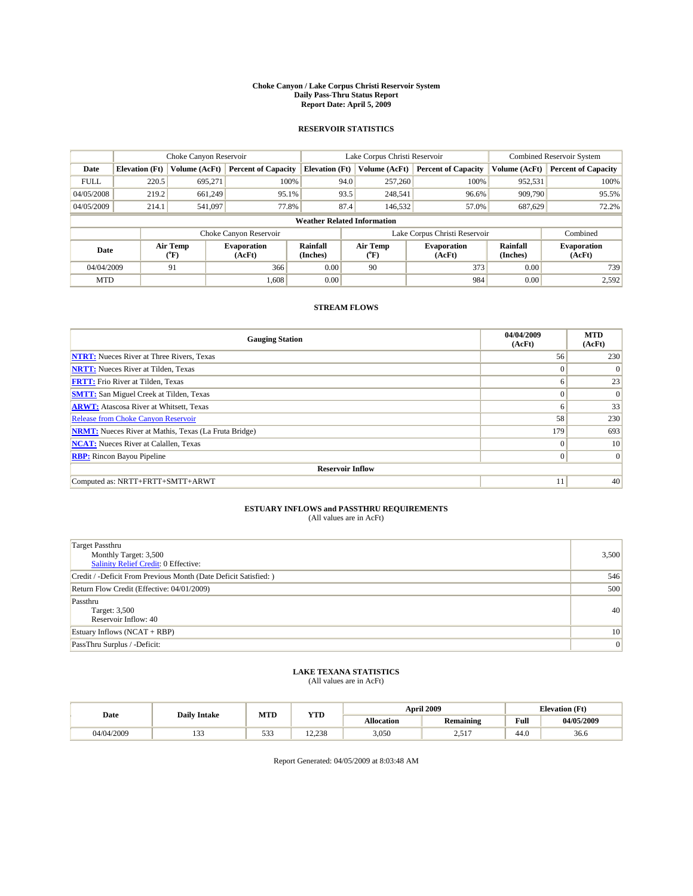# Choke Canyon / Lake Corpus Christi Reservoir System
## Daily Pass-Thru Status Report
## Report Date: April 5, 2009

### RESERVOIR STATISTICS

| | Choke Canyon Reservoir | | | Lake Corpus Christi Reservoir | | | Combined Reservoir System | |
|---|---|---|---|---|---|---|---|---|
| Date | Elevation (Ft) | Volume (AcFt) | Percent of Capacity | Elevation (Ft) | Volume (AcFt) | Percent of Capacity | Volume (AcFt) | Percent of Capacity |
| FULL | 220.5 | 695,271 | 100% | 94.0 | 257,260 | 100% | 952,531 | 100% |
| 04/05/2008 | 219.2 | 661,249 | 95.1% | 93.5 | 248,541 | 96.6% | 909,790 | 95.5% |
| 04/05/2009 | 214.1 | 541,097 | 77.8% | 87.4 | 146,532 | 57.0% | 687,629 | 72.2% |

**Weather Related Information**

| | Choke Canyon Reservoir | | | Lake Corpus Christi Reservoir | | | Combined |
|---|---|---|---|---|---|---|---|
| Date | Air Temp (°F) | Evaporation (AcFt) | Rainfall (Inches) | Air Temp (°F) | Evaporation (AcFt) | Rainfall (Inches) | Evaporation (AcFt) |
| 04/04/2009 | 91 | 366 | 0.00 | 90 | 373 | 0.00 | 739 |
| MTD | | 1,608 | 0.00 | | 984 | 0.00 | 2,592 |

### STREAM FLOWS

| Gauging Station | 04/04/2009 (AcFt) | MTD (AcFt) |
|---|---|---|
| NTRT: Nueces River at Three Rivers, Texas | 56 | 230 |
| NRTT: Nueces River at Tilden, Texas | 0 | 0 |
| FRTT: Frio River at Tilden, Texas | 6 | 23 |
| SMTT: San Miguel Creek at Tilden, Texas | 0 | 0 |
| ARWT: Atascosa River at Whitsett, Texas | 6 | 33 |
| Release from Choke Canyon Reservoir | 58 | 230 |
| NRMT: Nueces River at Mathis, Texas (La Fruta Bridge) | 179 | 693 |
| NCAT: Nueces River at Calallen, Texas | 0 | 10 |
| RBP: Rincon Bayou Pipeline | 0 | 0 |
| **Reservoir Inflow** | | |
| Computed as: NRTT+FRTT+SMTT+ARWT | 11 | 40 |

### ESTUARY INFLOWS and PASSTHRU REQUIREMENTS
(All values are in AcFt)

| | |
|---|---|
| Target Passthru<br>Monthly Target: 3,500<br>Salinity Relief Credit: 0 Effective: | 3,500 |
| Credit / -Deficit From Previous Month (Date Deficit Satisfied: ) | 546 |
| Return Flow Credit (Effective: 04/01/2009) | 500 |
| Passthru<br>Target: 3,500<br>Reservoir Inflow: 40 | 40 |
| Estuary Inflows (NCAT + RBP) | 10 |
| PassThru Surplus / -Deficit: | 0 |

### LAKE TEXANA STATISTICS
(All values are in AcFt)

| Date | Daily Intake | MTD | YTD | April 2009 | | Elevation (Ft) | |
|---|---|---|---|---|---|---|---|
| | | | | Allocation | Remaining | Full | 04/05/2009 |
| 04/04/2009 | 133 | 533 | 12,238 | 3,050 | 2,517 | 44.0 | 36.6 |

Report Generated: 04/05/2009 at 8:03:48 AM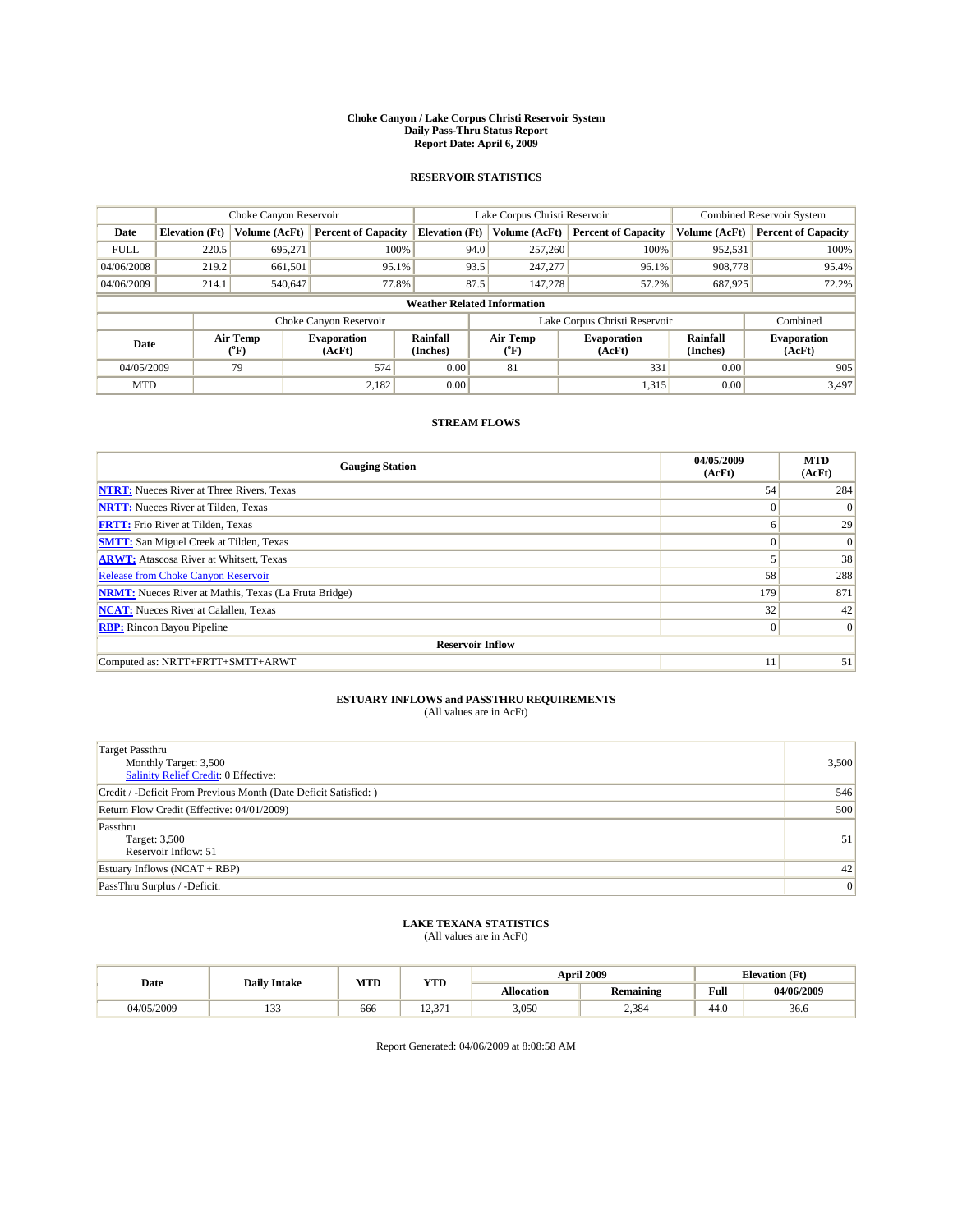# Choke Canyon / Lake Corpus Christi Reservoir System
## Daily Pass-Thru Status Report
## Report Date: April 6, 2009

### RESERVOIR STATISTICS

| | Choke Canyon Reservoir | | | Lake Corpus Christi Reservoir | | | Combined Reservoir System | |
|---|---|---|---|---|---|---|---|---|
| Date | Elevation (Ft) | Volume (AcFt) | Percent of Capacity | Elevation (Ft) | Volume (AcFt) | Percent of Capacity | Volume (AcFt) | Percent of Capacity |
| FULL | 220.5 | 695,271 | 100% | 94.0 | 257,260 | 100% | 952,531 | 100% |
| 04/06/2008 | 219.2 | 661,501 | 95.1% | 93.5 | 247,277 | 96.1% | 908,778 | 95.4% |
| 04/06/2009 | 214.1 | 540,647 | 77.8% | 87.5 | 147,278 | 57.2% | 687,925 | 72.2% |

**Weather Related Information**

| | Choke Canyon Reservoir | | | Lake Corpus Christi Reservoir | | | Combined |
|---|---|---|---|---|---|---|---|
| Date | Air Temp (°F) | Evaporation (AcFt) | Rainfall (Inches) | Air Temp (°F) | Evaporation (AcFt) | Rainfall (Inches) | Evaporation (AcFt) |
| 04/05/2009 | 79 | 574 | 0.00 | 81 | 331 | 0.00 | 905 |
| MTD | | 2,182 | 0.00 | | 1,315 | 0.00 | 3,497 |

### STREAM FLOWS

| Gauging Station | 04/05/2009 (AcFt) | MTD (AcFt) |
|---|---|---|
| NTRT: Nueces River at Three Rivers, Texas | 54 | 284 |
| NRTT: Nueces River at Tilden, Texas | 0 | 0 |
| FRTT: Frio River at Tilden, Texas | 6 | 29 |
| SMTT: San Miguel Creek at Tilden, Texas | 0 | 0 |
| ARWT: Atascosa River at Whitsett, Texas | 5 | 38 |
| Release from Choke Canyon Reservoir | 58 | 288 |
| NRMT: Nueces River at Mathis, Texas (La Fruta Bridge) | 179 | 871 |
| NCAT: Nueces River at Calallen, Texas | 32 | 42 |
| RBP: Rincon Bayou Pipeline | 0 | 0 |
| **Reservoir Inflow** | | |
| Computed as: NRTT+FRTT+SMTT+ARWT | 11 | 51 |

### ESTUARY INFLOWS and PASSTHRU REQUIREMENTS
(All values are in AcFt)

| | |
|---|---|
| Target Passthru<br>Monthly Target: 3,500<br>Salinity Relief Credit: 0 Effective: | 3,500 |
| Credit / -Deficit From Previous Month (Date Deficit Satisfied: ) | 546 |
| Return Flow Credit (Effective: 04/01/2009) | 500 |
| Passthru<br>Target: 3,500<br>Reservoir Inflow: 51 | 51 |
| Estuary Inflows (NCAT + RBP) | 42 |
| PassThru Surplus / -Deficit: | 0 |

### LAKE TEXANA STATISTICS
(All values are in AcFt)

| Date | Daily Intake | MTD | YTD | April 2009 | | Elevation (Ft) | |
|---|---|---|---|---|---|---|---|
| | | | | Allocation | Remaining | Full | 04/06/2009 |
| 04/05/2009 | 133 | 666 | 12,371 | 3,050 | 2,384 | 44.0 | 36.6 |

Report Generated: 04/06/2009 at 8:08:58 AM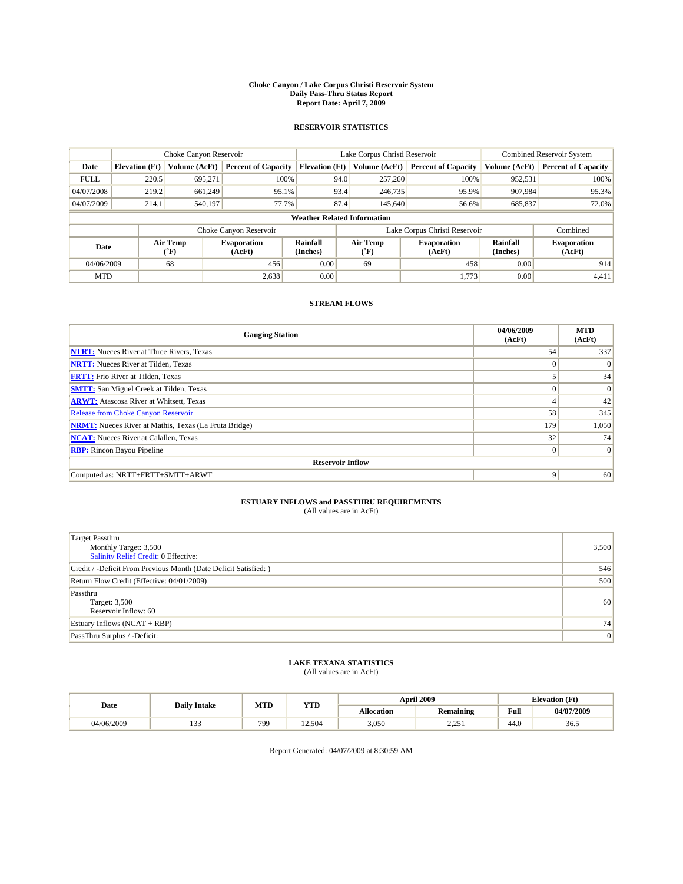# Choke Canyon / Lake Corpus Christi Reservoir System
## Daily Pass-Thru Status Report
### Report Date: April 7, 2009

## RESERVOIR STATISTICS

| | Choke Canyon Reservoir | | | Lake Corpus Christi Reservoir | | | Combined Reservoir System | |
|---|---|---|---|---|---|---|---|---|
| Date | Elevation (Ft) | Volume (AcFt) | Percent of Capacity | Elevation (Ft) | Volume (AcFt) | Percent of Capacity | Volume (AcFt) | Percent of Capacity |
| FULL | 220.5 | 695,271 | 100% | 94.0 | 257,260 | 100% | 952,531 | 100% |
| 04/07/2008 | 219.2 | 661,249 | 95.1% | 93.4 | 246,735 | 95.9% | 907,984 | 95.3% |
| 04/07/2009 | 214.1 | 540,197 | 77.7% | 87.4 | 145,640 | 56.6% | 685,837 | 72.0% |

**Weather Related Information**

| | Choke Canyon Reservoir | | | Lake Corpus Christi Reservoir | | | Combined |
|---|---|---|---|---|---|---|---|
| Date | Air Temp (°F) | Evaporation (AcFt) | Rainfall (Inches) | Air Temp (°F) | Evaporation (AcFt) | Rainfall (Inches) | Evaporation (AcFt) |
| 04/06/2009 | 68 | 456 | 0.00 | 69 | 458 | 0.00 | 914 |
| MTD | | 2,638 | 0.00 | | 1,773 | 0.00 | 4,411 |

## STREAM FLOWS

| Gauging Station | 04/06/2009 (AcFt) | MTD (AcFt) |
|---|---|---|
| NTRT: Nueces River at Three Rivers, Texas | 54 | 337 |
| NRTT: Nueces River at Tilden, Texas | 0 | 0 |
| FRTT: Frio River at Tilden, Texas | 5 | 34 |
| SMTT: San Miguel Creek at Tilden, Texas | 0 | 0 |
| ARWT: Atascosa River at Whitsett, Texas | 4 | 42 |
| Release from Choke Canyon Reservoir | 58 | 345 |
| NRMT: Nueces River at Mathis, Texas (La Fruta Bridge) | 179 | 1,050 |
| NCAT: Nueces River at Calallen, Texas | 32 | 74 |
| RBP: Rincon Bayou Pipeline | 0 | 0 |
| **Reservoir Inflow** | | |
| Computed as: NRTT+FRTT+SMTT+ARWT | 9 | 60 |

## ESTUARY INFLOWS and PASSTHRU REQUIREMENTS
(All values are in AcFt)

| | |
|---|---|
| Target Passthru<br>Monthly Target: 3,500<br>Salinity Relief Credit: 0 Effective: | 3,500 |
| Credit / -Deficit From Previous Month (Date Deficit Satisfied: ) | 546 |
| Return Flow Credit (Effective: 04/01/2009) | 500 |
| Passthru<br>Target: 3,500<br>Reservoir Inflow: 60 | 60 |
| Estuary Inflows (NCAT + RBP) | 74 |
| PassThru Surplus / -Deficit: | 0 |

## LAKE TEXANA STATISTICS
(All values are in AcFt)

| Date | Daily Intake | MTD | YTD | April 2009 | | Elevation (Ft) | |
|---|---|---|---|---|---|---|---|
| | | | | Allocation | Remaining | Full | 04/07/2009 |
| 04/06/2009 | 133 | 799 | 12,504 | 3,050 | 2,251 | 44.0 | 36.5 |

Report Generated: 04/07/2009 at 8:30:59 AM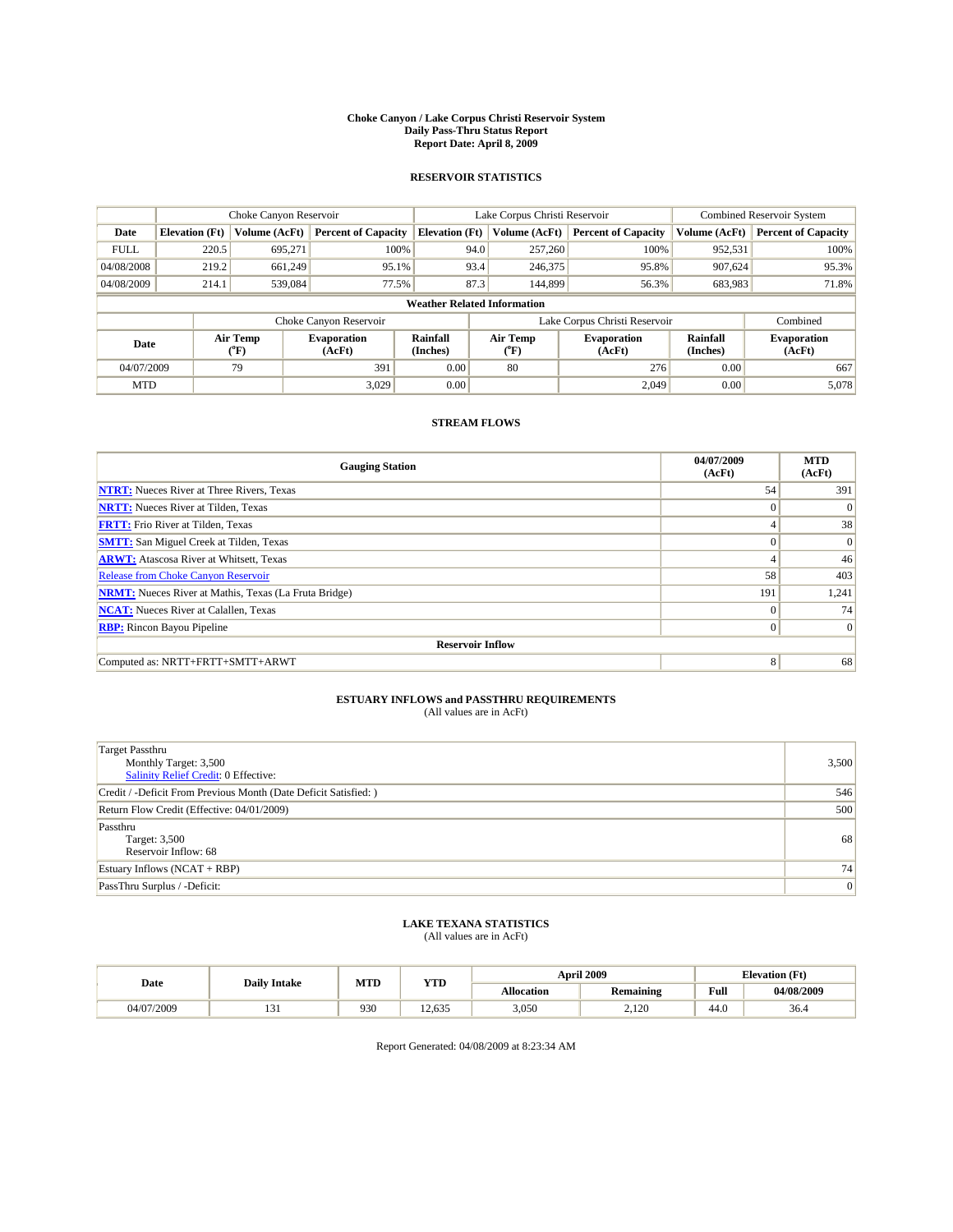# Choke Canyon / Lake Corpus Christi Reservoir System
## Daily Pass-Thru Status Report
## Report Date: April 8, 2009

### RESERVOIR STATISTICS

| | Choke Canyon Reservoir | | | Lake Corpus Christi Reservoir | | | Combined Reservoir System | |
|---|---|---|---|---|---|---|---|---|
| Date | Elevation (Ft) | Volume (AcFt) | Percent of Capacity | Elevation (Ft) | Volume (AcFt) | Percent of Capacity | Volume (AcFt) | Percent of Capacity |
| FULL | 220.5 | 695,271 | 100% | 94.0 | 257,260 | 100% | 952,531 | 100% |
| 04/08/2008 | 219.2 | 661,249 | 95.1% | 93.4 | 246,375 | 95.8% | 907,624 | 95.3% |
| 04/08/2009 | 214.1 | 539,084 | 77.5% | 87.3 | 144,899 | 56.3% | 683,983 | 71.8% |

**Weather Related Information**

| | Choke Canyon Reservoir | | | Lake Corpus Christi Reservoir | | | Combined |
|---|---|---|---|---|---|---|---|
| Date | Air Temp (°F) | Evaporation (AcFt) | Rainfall (Inches) | Air Temp (°F) | Evaporation (AcFt) | Rainfall (Inches) | Evaporation (AcFt) |
| 04/07/2009 | 79 | 391 | 0.00 | 80 | 276 | 0.00 | 667 |
| MTD | | 3,029 | 0.00 | | 2,049 | 0.00 | 5,078 |

### STREAM FLOWS

| Gauging Station | 04/07/2009 (AcFt) | MTD (AcFt) |
|---|---|---|
| NTRT: Nueces River at Three Rivers, Texas | 54 | 391 |
| NRTT: Nueces River at Tilden, Texas | 0 | 0 |
| FRTT: Frio River at Tilden, Texas | 4 | 38 |
| SMTT: San Miguel Creek at Tilden, Texas | 0 | 0 |
| ARWT: Atascosa River at Whitsett, Texas | 4 | 46 |
| Release from Choke Canyon Reservoir | 58 | 403 |
| NRMT: Nueces River at Mathis, Texas (La Fruta Bridge) | 191 | 1,241 |
| NCAT: Nueces River at Calallen, Texas | 0 | 74 |
| RBP: Rincon Bayou Pipeline | 0 | 0 |
| **Reservoir Inflow** | | |
| Computed as: NRTT+FRTT+SMTT+ARWT | 8 | 68 |

### ESTUARY INFLOWS and PASSTHRU REQUIREMENTS
(All values are in AcFt)

| | |
|---|---|
| Target Passthru<br>Monthly Target: 3,500<br>Salinity Relief Credit: 0 Effective: | 3,500 |
| Credit / -Deficit From Previous Month (Date Deficit Satisfied: ) | 546 |
| Return Flow Credit (Effective: 04/01/2009) | 500 |
| Passthru<br>Target: 3,500<br>Reservoir Inflow: 68 | 68 |
| Estuary Inflows (NCAT + RBP) | 74 |
| PassThru Surplus / -Deficit: | 0 |

### LAKE TEXANA STATISTICS
(All values are in AcFt)

| Date | Daily Intake | MTD | YTD | April 2009 | | Elevation (Ft) | |
|---|---|---|---|---|---|---|---|
| | | | | Allocation | Remaining | Full | 04/08/2009 |
| 04/07/2009 | 131 | 930 | 12,635 | 3,050 | 2,120 | 44.0 | 36.4 |

Report Generated: 04/08/2009 at 8:23:34 AM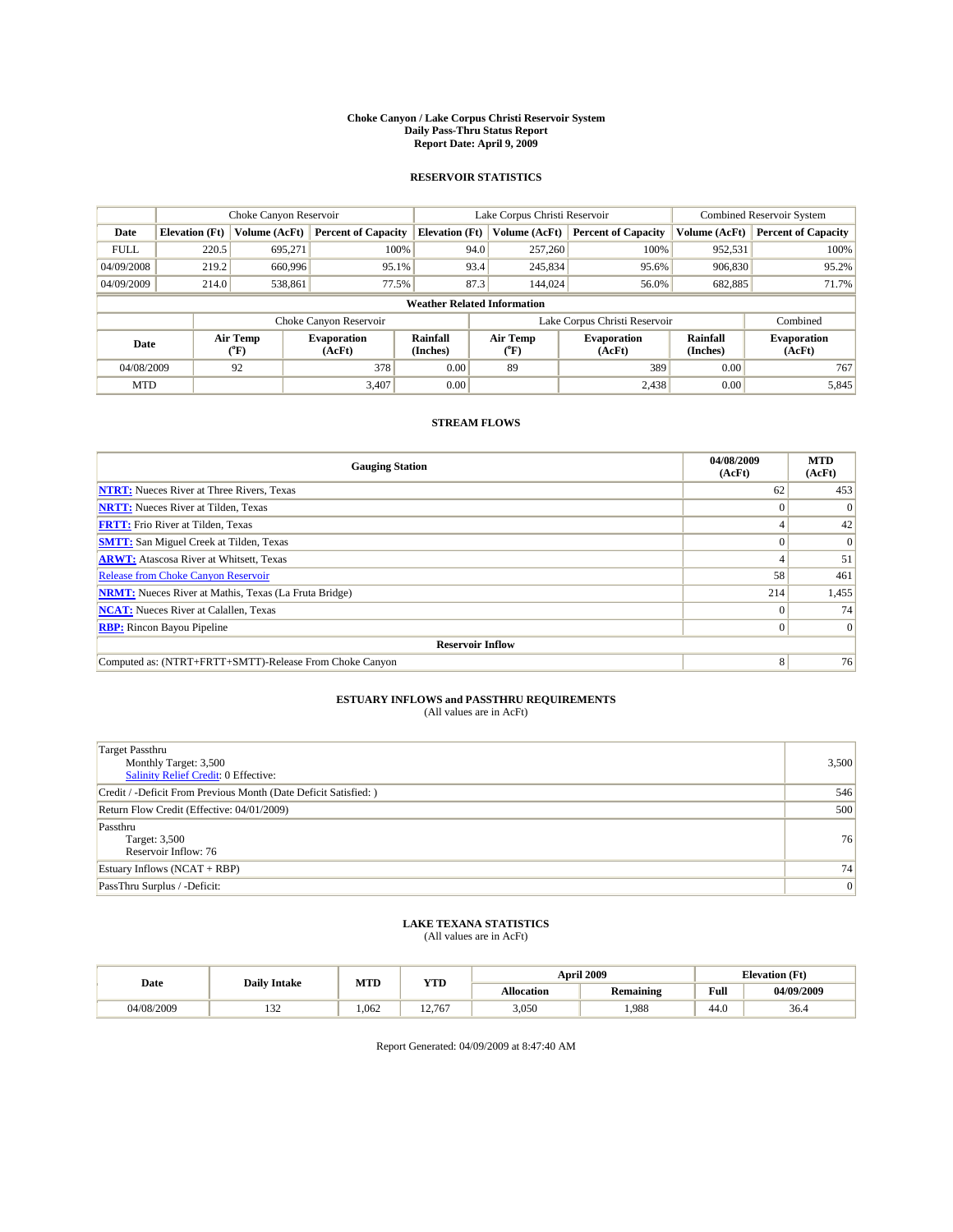# Choke Canyon / Lake Corpus Christi Reservoir System
## Daily Pass-Thru Status Report
## Report Date: April 9, 2009

### RESERVOIR STATISTICS

| | Choke Canyon Reservoir | | | Lake Corpus Christi Reservoir | | | Combined Reservoir System | |
|---|---|---|---|---|---|---|---|---|
| Date | Elevation (Ft) | Volume (AcFt) | Percent of Capacity | Elevation (Ft) | Volume (AcFt) | Percent of Capacity | Volume (AcFt) | Percent of Capacity |
| FULL | 220.5 | 695,271 | 100% | 94.0 | 257,260 | 100% | 952,531 | 100% |
| 04/09/2008 | 219.2 | 660,996 | 95.1% | 93.4 | 245,834 | 95.6% | 906,830 | 95.2% |
| 04/09/2009 | 214.0 | 538,861 | 77.5% | 87.3 | 144,024 | 56.0% | 682,885 | 71.7% |

**Weather Related Information**

| | Choke Canyon Reservoir | | | Lake Corpus Christi Reservoir | | | Combined |
|---|---|---|---|---|---|---|---|
| Date | Air Temp (°F) | Evaporation (AcFt) | Rainfall (Inches) | Air Temp (°F) | Evaporation (AcFt) | Rainfall (Inches) | Evaporation (AcFt) |
| 04/08/2009 | 92 | 378 | 0.00 | 89 | 389 | 0.00 | 767 |
| MTD | | 3,407 | 0.00 | | 2,438 | 0.00 | 5,845 |

### STREAM FLOWS

| Gauging Station | 04/08/2009 (AcFt) | MTD (AcFt) |
|---|---|---|
| NTRT: Nueces River at Three Rivers, Texas | 62 | 453 |
| NRTT: Nueces River at Tilden, Texas | 0 | 0 |
| FRTT: Frio River at Tilden, Texas | 4 | 42 |
| SMTT: San Miguel Creek at Tilden, Texas | 0 | 0 |
| ARWT: Atascosa River at Whitsett, Texas | 4 | 51 |
| Release from Choke Canyon Reservoir | 58 | 461 |
| NRMT: Nueces River at Mathis, Texas (La Fruta Bridge) | 214 | 1,455 |
| NCAT: Nueces River at Calallen, Texas | 0 | 74 |
| RBP: Rincon Bayou Pipeline | 0 | 0 |
| **Reservoir Inflow** | | |
| Computed as: (NTRT+FRTT+SMTT)-Release From Choke Canyon | 8 | 76 |

### ESTUARY INFLOWS and PASSTHRU REQUIREMENTS
(All values are in AcFt)

| | |
|---|---|
| Target Passthru<br>Monthly Target: 3,500<br>Salinity Relief Credit: 0 Effective: | 3,500 |
| Credit / -Deficit From Previous Month (Date Deficit Satisfied: ) | 546 |
| Return Flow Credit (Effective: 04/01/2009) | 500 |
| Passthru<br>Target: 3,500<br>Reservoir Inflow: 76 | 76 |
| Estuary Inflows (NCAT + RBP) | 74 |
| PassThru Surplus / -Deficit: | 0 |

### LAKE TEXANA STATISTICS
(All values are in AcFt)

| Date | Daily Intake | MTD | YTD | April 2009 | | Elevation (Ft) | |
|---|---|---|---|---|---|---|---|
| | | | | Allocation | Remaining | Full | 04/09/2009 |
| 04/08/2009 | 132 | 1,062 | 12,767 | 3,050 | 1,988 | 44.0 | 36.4 |

Report Generated: 04/09/2009 at 8:47:40 AM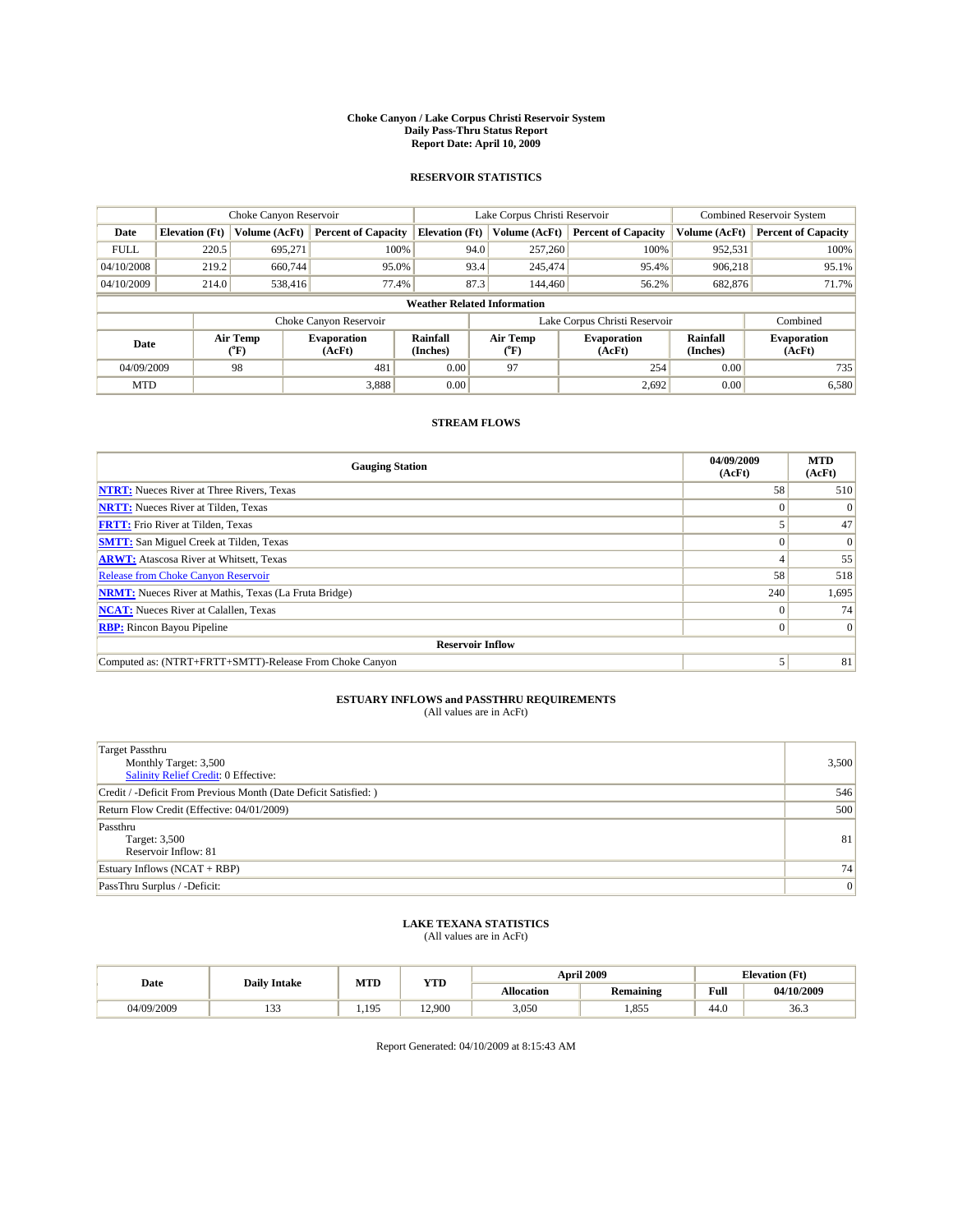# Choke Canyon / Lake Corpus Christi Reservoir System
## Daily Pass-Thru Status Report
## Report Date: April 10, 2009

### RESERVOIR STATISTICS

| | Choke Canyon Reservoir | | | Lake Corpus Christi Reservoir | | | Combined Reservoir System | |
|---|---|---|---|---|---|---|---|---|
| Date | Elevation (Ft) | Volume (AcFt) | Percent of Capacity | Elevation (Ft) | Volume (AcFt) | Percent of Capacity | Volume (AcFt) | Percent of Capacity |
| FULL | 220.5 | 695,271 | 100% | 94.0 | 257,260 | 100% | 952,531 | 100% |
| 04/10/2008 | 219.2 | 660,744 | 95.0% | 93.4 | 245,474 | 95.4% | 906,218 | 95.1% |
| 04/10/2009 | 214.0 | 538,416 | 77.4% | 87.3 | 144,460 | 56.2% | 682,876 | 71.7% |

**Weather Related Information**

| | Choke Canyon Reservoir | | | Lake Corpus Christi Reservoir | | | Combined |
|---|---|---|---|---|---|---|---|
| Date | Air Temp (°F) | Evaporation (AcFt) | Rainfall (Inches) | Air Temp (°F) | Evaporation (AcFt) | Rainfall (Inches) | Evaporation (AcFt) |
| 04/09/2009 | 98 | 481 | 0.00 | 97 | 254 | 0.00 | 735 |
| MTD | | 3,888 | 0.00 | | 2,692 | 0.00 | 6,580 |

### STREAM FLOWS

| Gauging Station | 04/09/2009 (AcFt) | MTD (AcFt) |
|---|---|---|
| NTRT: Nueces River at Three Rivers, Texas | 58 | 510 |
| NRTT: Nueces River at Tilden, Texas | 0 | 0 |
| FRTT: Frio River at Tilden, Texas | 5 | 47 |
| SMTT: San Miguel Creek at Tilden, Texas | 0 | 0 |
| ARWT: Atascosa River at Whitsett, Texas | 4 | 55 |
| Release from Choke Canyon Reservoir | 58 | 518 |
| NRMT: Nueces River at Mathis, Texas (La Fruta Bridge) | 240 | 1,695 |
| NCAT: Nueces River at Calallen, Texas | 0 | 74 |
| RBP: Rincon Bayou Pipeline | 0 | 0 |
| **Reservoir Inflow** | | |
| Computed as: (NTRT+FRTT+SMTT)-Release From Choke Canyon | 5 | 81 |

### ESTUARY INFLOWS and PASSTHRU REQUIREMENTS
(All values are in AcFt)

| | |
|---|---|
| Target Passthru<br>Monthly Target: 3,500<br>Salinity Relief Credit: 0 Effective: | 3,500 |
| Credit / -Deficit From Previous Month (Date Deficit Satisfied: ) | 546 |
| Return Flow Credit (Effective: 04/01/2009) | 500 |
| Passthru<br>Target: 3,500<br>Reservoir Inflow: 81 | 81 |
| Estuary Inflows (NCAT + RBP) | 74 |
| PassThru Surplus / -Deficit: | 0 |

### LAKE TEXANA STATISTICS
(All values are in AcFt)

| Date | Daily Intake | MTD | YTD | April 2009 | | Elevation (Ft) | |
|---|---|---|---|---|---|---|---|
| | | | | Allocation | Remaining | Full | 04/10/2009 |
| 04/09/2009 | 133 | 1,195 | 12,900 | 3,050 | 1,855 | 44.0 | 36.3 |

Report Generated: 04/10/2009 at 8:15:43 AM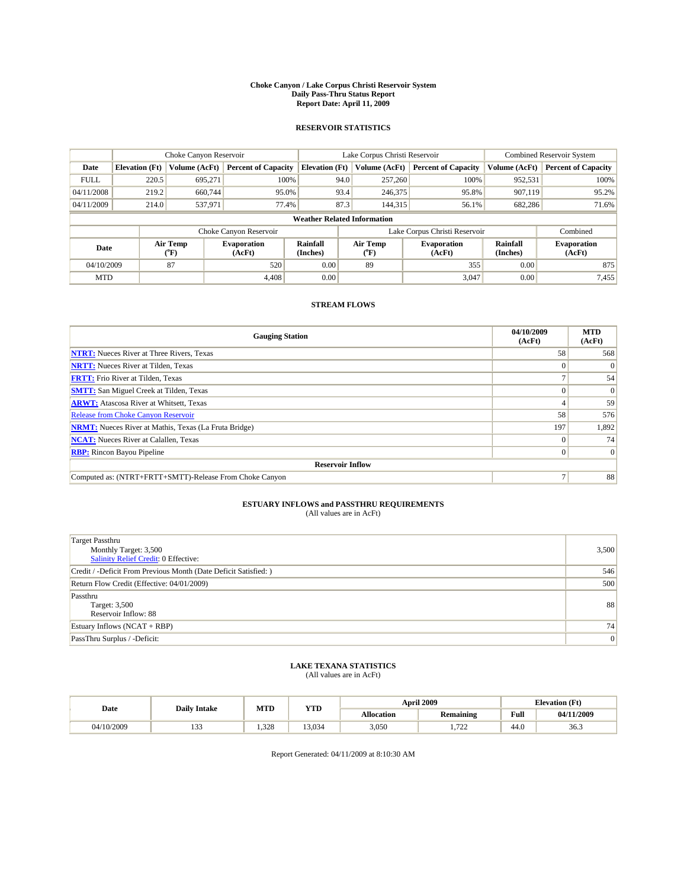# Choke Canyon / Lake Corpus Christi Reservoir System
## Daily Pass-Thru Status Report
### Report Date: April 11, 2009

## RESERVOIR STATISTICS

| | Choke Canyon Reservoir | | | Lake Corpus Christi Reservoir | | | Combined Reservoir System | |
|---|---|---|---|---|---|---|---|---|
| Date | Elevation (Ft) | Volume (AcFt) | Percent of Capacity | Elevation (Ft) | Volume (AcFt) | Percent of Capacity | Volume (AcFt) | Percent of Capacity |
| FULL | 220.5 | 695,271 | 100% | 94.0 | 257,260 | 100% | 952,531 | 100% |
| 04/11/2008 | 219.2 | 660,744 | 95.0% | 93.4 | 246,375 | 95.8% | 907,119 | 95.2% |
| 04/11/2009 | 214.0 | 537,971 | 77.4% | 87.3 | 144,315 | 56.1% | 682,286 | 71.6% |

**Weather Related Information**

| | Choke Canyon Reservoir | | | Lake Corpus Christi Reservoir | | | Combined |
|---|---|---|---|---|---|---|---|
| Date | Air Temp (°F) | Evaporation (AcFt) | Rainfall (Inches) | Air Temp (°F) | Evaporation (AcFt) | Rainfall (Inches) | Evaporation (AcFt) |
| 04/10/2009 | 87 | 520 | 0.00 | 89 | 355 | 0.00 | 875 |
| MTD | | 4,408 | 0.00 | | 3,047 | 0.00 | 7,455 |

## STREAM FLOWS

| Gauging Station | 04/10/2009 (AcFt) | MTD (AcFt) |
|---|---|---|
| NTRT: Nueces River at Three Rivers, Texas | 58 | 568 |
| NRTT: Nueces River at Tilden, Texas | 0 | 0 |
| FRTT: Frio River at Tilden, Texas | 7 | 54 |
| SMTT: San Miguel Creek at Tilden, Texas | 0 | 0 |
| ARWT: Atascosa River at Whitsett, Texas | 4 | 59 |
| Release from Choke Canyon Reservoir | 58 | 576 |
| NRMT: Nueces River at Mathis, Texas (La Fruta Bridge) | 197 | 1,892 |
| NCAT: Nueces River at Calallen, Texas | 0 | 74 |
| RBP: Rincon Bayou Pipeline | 0 | 0 |
| **Reservoir Inflow** | | |
| Computed as: (NTRT+FRTT+SMTT)-Release From Choke Canyon | 7 | 88 |

## ESTUARY INFLOWS and PASSTHRU REQUIREMENTS
(All values are in AcFt)

| | |
|---|---|
| Target Passthru<br>Monthly Target: 3,500<br>Salinity Relief Credit: 0 Effective: | 3,500 |
| Credit / -Deficit From Previous Month (Date Deficit Satisfied: ) | 546 |
| Return Flow Credit (Effective: 04/01/2009) | 500 |
| Passthru<br>Target: 3,500<br>Reservoir Inflow: 88 | 88 |
| Estuary Inflows (NCAT + RBP) | 74 |
| PassThru Surplus / -Deficit: | 0 |

## LAKE TEXANA STATISTICS
(All values are in AcFt)

| Date | Daily Intake | MTD | YTD | April 2009 | | Elevation (Ft) | |
|---|---|---|---|---|---|---|---|
| | | | | Allocation | Remaining | Full | 04/11/2009 |
| 04/10/2009 | 133 | 1,328 | 13,034 | 3,050 | 1,722 | 44.0 | 36.3 |

Report Generated: 04/11/2009 at 8:10:30 AM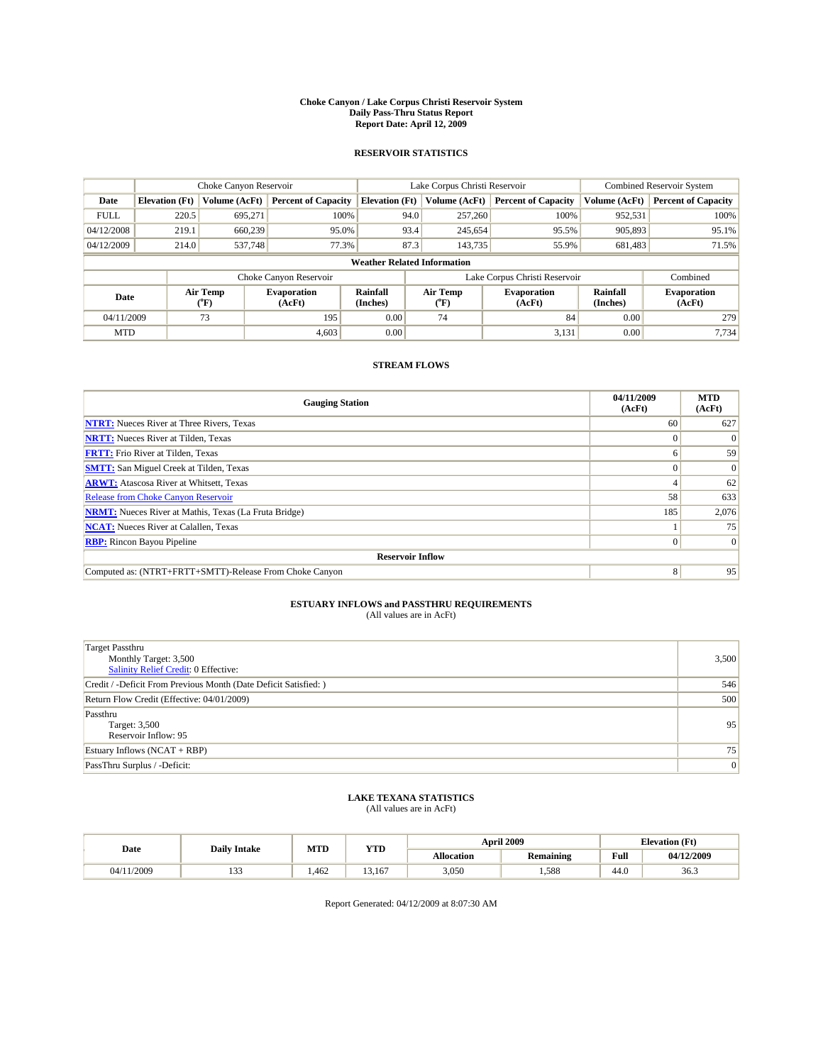**Choke Canyon / Lake Corpus Christi Reservoir System**
**Daily Pass-Thru Status Report**
**Report Date: April 12, 2009**

## RESERVOIR STATISTICS

| | Choke Canyon Reservoir | | | Lake Corpus Christi Reservoir | | | Combined Reservoir System | |
|---|---|---|---|---|---|---|---|---|
| **Date** | **Elevation (Ft)** | **Volume (AcFt)** | **Percent of Capacity** | **Elevation (Ft)** | **Volume (AcFt)** | **Percent of Capacity** | **Volume (AcFt)** | **Percent of Capacity** |
| FULL | 220.5 | 695,271 | 100% | 94.0 | 257,260 | 100% | 952,531 | 100% |
| 04/12/2008 | 219.1 | 660,239 | 95.0% | 93.4 | 245,654 | 95.5% | 905,893 | 95.1% |
| 04/12/2009 | 214.0 | 537,748 | 77.3% | 87.3 | 143,735 | 55.9% | 681,483 | 71.5% |

**Weather Related Information**

| | Choke Canyon Reservoir | | | Lake Corpus Christi Reservoir | | | Combined |
|---|---|---|---|---|---|---|---|
| **Date** | **Air Temp (°F)** | **Evaporation (AcFt)** | **Rainfall (Inches)** | **Air Temp (°F)** | **Evaporation (AcFt)** | **Rainfall (Inches)** | **Evaporation (AcFt)** |
| 04/11/2009 | 73 | 195 | 0.00 | 74 | 84 | 0.00 | 279 |
| MTD | | 4,603 | 0.00 | | 3,131 | 0.00 | 7,734 |

## STREAM FLOWS

| Gauging Station | 04/11/2009 (AcFt) | MTD (AcFt) |
|---|---|---|
| **NTRT:** Nueces River at Three Rivers, Texas | 60 | 627 |
| **NRTT:** Nueces River at Tilden, Texas | 0 | 0 |
| **FRTT:** Frio River at Tilden, Texas | 6 | 59 |
| **SMTT:** San Miguel Creek at Tilden, Texas | 0 | 0 |
| **ARWT:** Atascosa River at Whitsett, Texas | 4 | 62 |
| Release from Choke Canyon Reservoir | 58 | 633 |
| **NRMT:** Nueces River at Mathis, Texas (La Fruta Bridge) | 185 | 2,076 |
| **NCAT:** Nueces River at Calallen, Texas | 1 | 75 |
| **RBP:** Rincon Bayou Pipeline | 0 | 0 |
| **Reservoir Inflow** | | |
| Computed as: (NTRT+FRTT+SMTT)-Release From Choke Canyon | 8 | 95 |

## ESTUARY INFLOWS and PASSTHRU REQUIREMENTS
(All values are in AcFt)

| | |
|---|---|
| Target Passthru<br>Monthly Target: 3,500<br>Salinity Relief Credit: 0 Effective: | 3,500 |
| Credit / -Deficit From Previous Month (Date Deficit Satisfied: ) | 546 |
| Return Flow Credit (Effective: 04/01/2009) | 500 |
| Passthru<br>Target: 3,500<br>Reservoir Inflow: 95 | 95 |
| Estuary Inflows (NCAT + RBP) | 75 |
| PassThru Surplus / -Deficit: | 0 |

## LAKE TEXANA STATISTICS
(All values are in AcFt)

| Date | Daily Intake | MTD | YTD | April 2009 | | Elevation (Ft) | |
|---|---|---|---|---|---|---|---|
| | | | | **Allocation** | **Remaining** | **Full** | **04/12/2009** |
| 04/11/2009 | 133 | 1,462 | 13,167 | 3,050 | 1,588 | 44.0 | 36.3 |

Report Generated: 04/12/2009 at 8:07:30 AM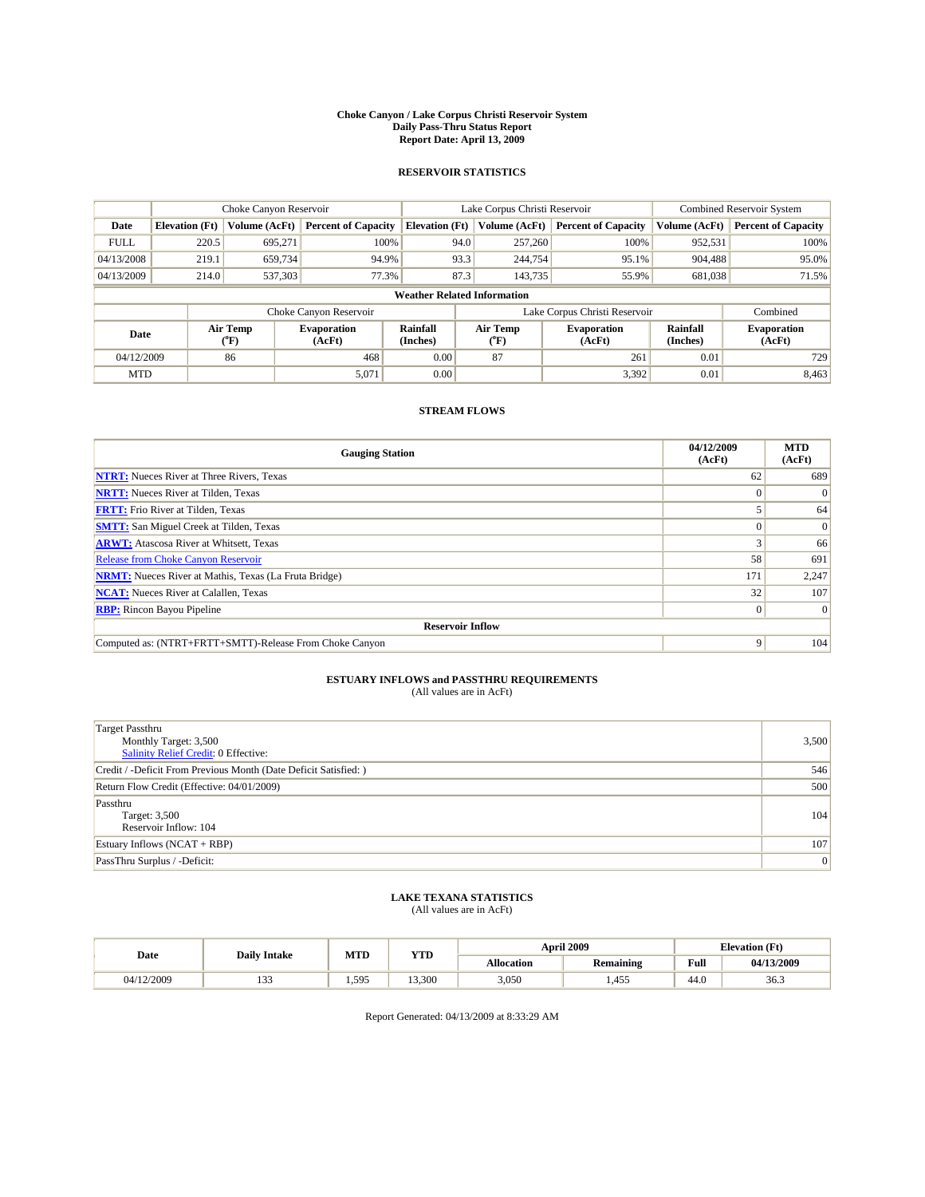# Choke Canyon / Lake Corpus Christi Reservoir System
## Daily Pass-Thru Status Report
### Report Date: April 13, 2009

## RESERVOIR STATISTICS

| | Choke Canyon Reservoir | | | Lake Corpus Christi Reservoir | | | Combined Reservoir System | |
|---|---|---|---|---|---|---|---|---|
| Date | Elevation (Ft) | Volume (AcFt) | Percent of Capacity | Elevation (Ft) | Volume (AcFt) | Percent of Capacity | Volume (AcFt) | Percent of Capacity |
| FULL | 220.5 | 695,271 | 100% | 94.0 | 257,260 | 100% | 952,531 | 100% |
| 04/13/2008 | 219.1 | 659,734 | 94.9% | 93.3 | 244,754 | 95.1% | 904,488 | 95.0% |
| 04/13/2009 | 214.0 | 537,303 | 77.3% | 87.3 | 143,735 | 55.9% | 681,038 | 71.5% |

**Weather Related Information**

| | Choke Canyon Reservoir | | | Lake Corpus Christi Reservoir | | | Combined |
|---|---|---|---|---|---|---|---|
| Date | Air Temp (°F) | Evaporation (AcFt) | Rainfall (Inches) | Air Temp (°F) | Evaporation (AcFt) | Rainfall (Inches) | Evaporation (AcFt) |
| 04/12/2009 | 86 | 468 | 0.00 | 87 | 261 | 0.01 | 729 |
| MTD | | 5,071 | 0.00 | | 3,392 | 0.01 | 8,463 |

## STREAM FLOWS

| Gauging Station | 04/12/2009 (AcFt) | MTD (AcFt) |
|---|---|---|
| NTRT: Nueces River at Three Rivers, Texas | 62 | 689 |
| NRTT: Nueces River at Tilden, Texas | 0 | 0 |
| FRTT: Frio River at Tilden, Texas | 5 | 64 |
| SMTT: San Miguel Creek at Tilden, Texas | 0 | 0 |
| ARWT: Atascosa River at Whitsett, Texas | 3 | 66 |
| Release from Choke Canyon Reservoir | 58 | 691 |
| NRMT: Nueces River at Mathis, Texas (La Fruta Bridge) | 171 | 2,247 |
| NCAT: Nueces River at Calallen, Texas | 32 | 107 |
| RBP: Rincon Bayou Pipeline | 0 | 0 |
| **Reservoir Inflow** | | |
| Computed as: (NTRT+FRTT+SMTT)-Release From Choke Canyon | 9 | 104 |

## ESTUARY INFLOWS and PASSTHRU REQUIREMENTS
(All values are in AcFt)

| | |
|---|---|
| Target Passthru<br>Monthly Target: 3,500<br>Salinity Relief Credit: 0 Effective: | 3,500 |
| Credit / -Deficit From Previous Month (Date Deficit Satisfied: ) | 546 |
| Return Flow Credit (Effective: 04/01/2009) | 500 |
| Passthru<br>Target: 3,500<br>Reservoir Inflow: 104 | 104 |
| Estuary Inflows (NCAT + RBP) | 107 |
| PassThru Surplus / -Deficit: | 0 |

## LAKE TEXANA STATISTICS
(All values are in AcFt)

| Date | Daily Intake | MTD | YTD | April 2009 | | Elevation (Ft) | |
|---|---|---|---|---|---|---|---|
| | | | | Allocation | Remaining | Full | 04/13/2009 |
| 04/12/2009 | 133 | 1,595 | 13,300 | 3,050 | 1,455 | 44.0 | 36.3 |

Report Generated: 04/13/2009 at 8:33:29 AM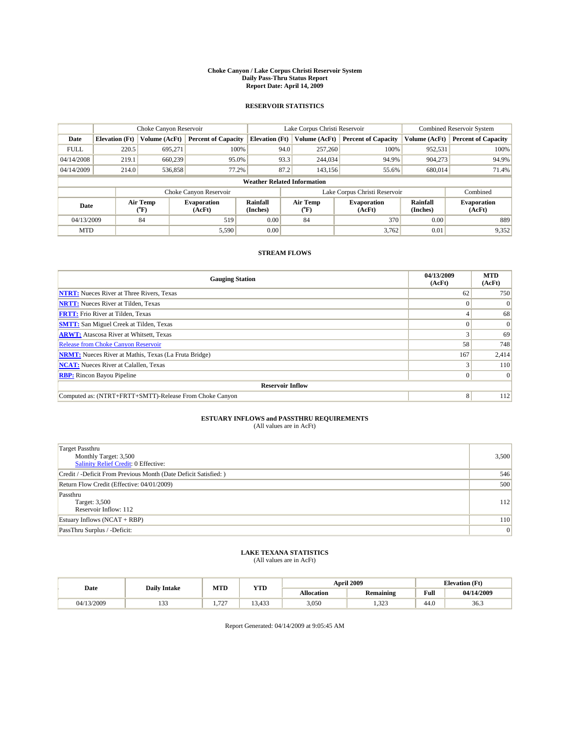# Choke Canyon / Lake Corpus Christi Reservoir System
## Daily Pass-Thru Status Report
## Report Date: April 14, 2009

### RESERVOIR STATISTICS

| | Choke Canyon Reservoir | | | Lake Corpus Christi Reservoir | | | Combined Reservoir System | |
|---|---|---|---|---|---|---|---|---|
| **Date** | **Elevation (Ft)** | **Volume (AcFt)** | **Percent of Capacity** | **Elevation (Ft)** | **Volume (AcFt)** | **Percent of Capacity** | **Volume (AcFt)** | **Percent of Capacity** |
| FULL | 220.5 | 695,271 | 100% | 94.0 | 257,260 | 100% | 952,531 | 100% |
| 04/14/2008 | 219.1 | 660,239 | 95.0% | 93.3 | 244,034 | 94.9% | 904,273 | 94.9% |
| 04/14/2009 | 214.0 | 536,858 | 77.2% | 87.2 | 143,156 | 55.6% | 680,014 | 71.4% |

**Weather Related Information**

| | Choke Canyon Reservoir | | | Lake Corpus Christi Reservoir | | | Combined |
|---|---|---|---|---|---|---|---|
| **Date** | **Air Temp (°F)** | **Evaporation (AcFt)** | **Rainfall (Inches)** | **Air Temp (°F)** | **Evaporation (AcFt)** | **Rainfall (Inches)** | **Evaporation (AcFt)** |
| 04/13/2009 | 84 | 519 | 0.00 | 84 | 370 | 0.00 | 889 |
| MTD | | 5,590 | 0.00 | | 3,762 | 0.01 | 9,352 |

### STREAM FLOWS

| Gauging Station | 04/13/2009 (AcFt) | MTD (AcFt) |
|---|---|---|
| **NTRT:** Nueces River at Three Rivers, Texas | 62 | 750 |
| **NRTT:** Nueces River at Tilden, Texas | 0 | 0 |
| **FRTT:** Frio River at Tilden, Texas | 4 | 68 |
| **SMTT:** San Miguel Creek at Tilden, Texas | 0 | 0 |
| **ARWT:** Atascosa River at Whitsett, Texas | 3 | 69 |
| Release from Choke Canyon Reservoir | 58 | 748 |
| **NRMT:** Nueces River at Mathis, Texas (La Fruta Bridge) | 167 | 2,414 |
| **NCAT:** Nueces River at Calallen, Texas | 3 | 110 |
| **RBP:** Rincon Bayou Pipeline | 0 | 0 |
| **Reservoir Inflow** | | |
| Computed as: (NTRT+FRTT+SMTT)-Release From Choke Canyon | 8 | 112 |

### ESTUARY INFLOWS and PASSTHRU REQUIREMENTS
(All values are in AcFt)

| | |
|---|---|
| Target Passthru<br>Monthly Target: 3,500<br>Salinity Relief Credit: 0 Effective: | 3,500 |
| Credit / -Deficit From Previous Month (Date Deficit Satisfied: ) | 546 |
| Return Flow Credit (Effective: 04/01/2009) | 500 |
| Passthru<br>Target: 3,500<br>Reservoir Inflow: 112 | 112 |
| Estuary Inflows (NCAT + RBP) | 110 |
| PassThru Surplus / -Deficit: | 0 |

### LAKE TEXANA STATISTICS
(All values are in AcFt)

| Date | Daily Intake | MTD | YTD | April 2009 | | Elevation (Ft) | |
|---|---|---|---|---|---|---|---|
| | | | | **Allocation** | **Remaining** | **Full** | **04/14/2009** |
| 04/13/2009 | 133 | 1,727 | 13,433 | 3,050 | 1,323 | 44.0 | 36.3 |

Report Generated: 04/14/2009 at 9:05:45 AM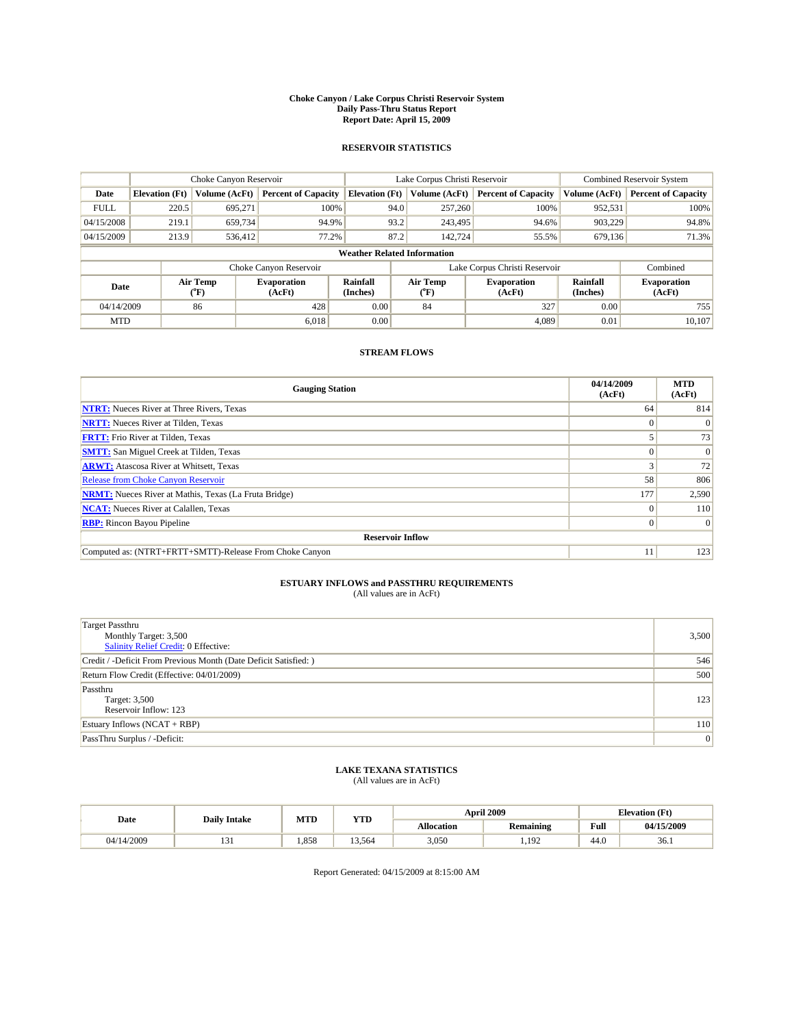# Choke Canyon / Lake Corpus Christi Reservoir System
## Daily Pass-Thru Status Report
## Report Date: April 15, 2009

### RESERVOIR STATISTICS

| | Choke Canyon Reservoir | | | Lake Corpus Christi Reservoir | | | Combined Reservoir System | |
|---|---|---|---|---|---|---|---|---|
| Date | Elevation (Ft) | Volume (AcFt) | Percent of Capacity | Elevation (Ft) | Volume (AcFt) | Percent of Capacity | Volume (AcFt) | Percent of Capacity |
| FULL | 220.5 | 695,271 | 100% | 94.0 | 257,260 | 100% | 952,531 | 100% |
| 04/15/2008 | 219.1 | 659,734 | 94.9% | 93.2 | 243,495 | 94.6% | 903,229 | 94.8% |
| 04/15/2009 | 213.9 | 536,412 | 77.2% | 87.2 | 142,724 | 55.5% | 679,136 | 71.3% |

**Weather Related Information**

| | Choke Canyon Reservoir | | | Lake Corpus Christi Reservoir | | | Combined |
|---|---|---|---|---|---|---|---|
| Date | Air Temp (°F) | Evaporation (AcFt) | Rainfall (Inches) | Air Temp (°F) | Evaporation (AcFt) | Rainfall (Inches) | Evaporation (AcFt) |
| 04/14/2009 | 86 | 428 | 0.00 | 84 | 327 | 0.00 | 755 |
| MTD | | 6,018 | 0.00 | | 4,089 | 0.01 | 10,107 |

### STREAM FLOWS

| Gauging Station | 04/14/2009 (AcFt) | MTD (AcFt) |
|---|---|---|
| NTRT: Nueces River at Three Rivers, Texas | 64 | 814 |
| NRTT: Nueces River at Tilden, Texas | 0 | 0 |
| FRTT: Frio River at Tilden, Texas | 5 | 73 |
| SMTT: San Miguel Creek at Tilden, Texas | 0 | 0 |
| ARWT: Atascosa River at Whitsett, Texas | 3 | 72 |
| Release from Choke Canyon Reservoir | 58 | 806 |
| NRMT: Nueces River at Mathis, Texas (La Fruta Bridge) | 177 | 2,590 |
| NCAT: Nueces River at Calallen, Texas | 0 | 110 |
| RBP: Rincon Bayou Pipeline | 0 | 0 |
| **Reservoir Inflow** | | |
| Computed as: (NTRT+FRTT+SMTT)-Release From Choke Canyon | 11 | 123 |

### ESTUARY INFLOWS and PASSTHRU REQUIREMENTS
(All values are in AcFt)

| | |
|---|---|
| Target Passthru<br>Monthly Target: 3,500<br>Salinity Relief Credit: 0 Effective: | 3,500 |
| Credit / -Deficit From Previous Month (Date Deficit Satisfied: ) | 546 |
| Return Flow Credit (Effective: 04/01/2009) | 500 |
| Passthru<br>Target: 3,500<br>Reservoir Inflow: 123 | 123 |
| Estuary Inflows (NCAT + RBP) | 110 |
| PassThru Surplus / -Deficit: | 0 |

### LAKE TEXANA STATISTICS
(All values are in AcFt)

| Date | Daily Intake | MTD | YTD | April 2009 | | Elevation (Ft) | |
|---|---|---|---|---|---|---|---|
| | | | | Allocation | Remaining | Full | 04/15/2009 |
| 04/14/2009 | 131 | 1,858 | 13,564 | 3,050 | 1,192 | 44.0 | 36.1 |

Report Generated: 04/15/2009 at 8:15:00 AM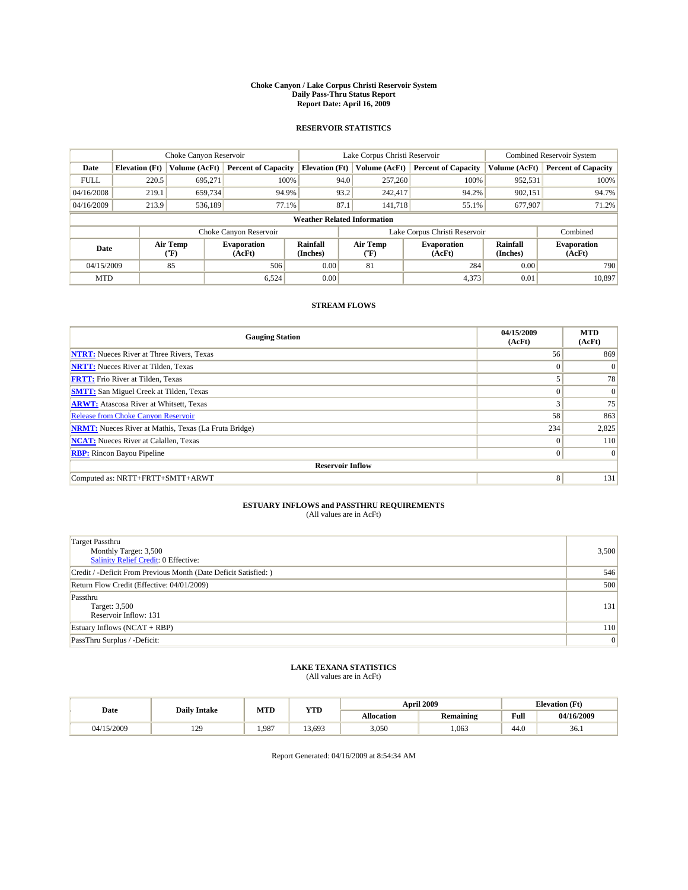# Choke Canyon / Lake Corpus Christi Reservoir System
## Daily Pass-Thru Status Report
## Report Date: April 16, 2009

### RESERVOIR STATISTICS

| | Choke Canyon Reservoir | | | Lake Corpus Christi Reservoir | | | Combined Reservoir System | |
|---|---|---|---|---|---|---|---|---|
| Date | Elevation (Ft) | Volume (AcFt) | Percent of Capacity | Elevation (Ft) | Volume (AcFt) | Percent of Capacity | Volume (AcFt) | Percent of Capacity |
| FULL | 220.5 | 695,271 | 100% | 94.0 | 257,260 | 100% | 952,531 | 100% |
| 04/16/2008 | 219.1 | 659,734 | 94.9% | 93.2 | 242,417 | 94.2% | 902,151 | 94.7% |
| 04/16/2009 | 213.9 | 536,189 | 77.1% | 87.1 | 141,718 | 55.1% | 677,907 | 71.2% |

**Weather Related Information**

| | Choke Canyon Reservoir | | | Lake Corpus Christi Reservoir | | | Combined |
|---|---|---|---|---|---|---|---|
| Date | Air Temp (°F) | Evaporation (AcFt) | Rainfall (Inches) | Air Temp (°F) | Evaporation (AcFt) | Rainfall (Inches) | Evaporation (AcFt) |
| 04/15/2009 | 85 | 506 | 0.00 | 81 | 284 | 0.00 | 790 |
| MTD | | 6,524 | 0.00 | | 4,373 | 0.01 | 10,897 |

### STREAM FLOWS

| Gauging Station | 04/15/2009 (AcFt) | MTD (AcFt) |
|---|---|---|
| NTRT: Nueces River at Three Rivers, Texas | 56 | 869 |
| NRTT: Nueces River at Tilden, Texas | 0 | 0 |
| FRTT: Frio River at Tilden, Texas | 5 | 78 |
| SMTT: San Miguel Creek at Tilden, Texas | 0 | 0 |
| ARWT: Atascosa River at Whitsett, Texas | 3 | 75 |
| Release from Choke Canyon Reservoir | 58 | 863 |
| NRMT: Nueces River at Mathis, Texas (La Fruta Bridge) | 234 | 2,825 |
| NCAT: Nueces River at Calallen, Texas | 0 | 110 |
| RBP: Rincon Bayou Pipeline | 0 | 0 |
| **Reservoir Inflow** | | |
| Computed as: NRTT+FRTT+SMTT+ARWT | 8 | 131 |

### ESTUARY INFLOWS and PASSTHRU REQUIREMENTS
(All values are in AcFt)

| | |
|---|---|
| Target Passthru<br>Monthly Target: 3,500<br>Salinity Relief Credit: 0 Effective: | 3,500 |
| Credit / -Deficit From Previous Month (Date Deficit Satisfied: ) | 546 |
| Return Flow Credit (Effective: 04/01/2009) | 500 |
| Passthru<br>Target: 3,500<br>Reservoir Inflow: 131 | 131 |
| Estuary Inflows (NCAT + RBP) | 110 |
| PassThru Surplus / -Deficit: | 0 |

### LAKE TEXANA STATISTICS
(All values are in AcFt)

| Date | Daily Intake | MTD | YTD | April 2009 | | Elevation (Ft) | |
|---|---|---|---|---|---|---|---|
| | | | | Allocation | Remaining | Full | 04/16/2009 |
| 04/15/2009 | 129 | 1,987 | 13,693 | 3,050 | 1,063 | 44.0 | 36.1 |

Report Generated: 04/16/2009 at 8:54:34 AM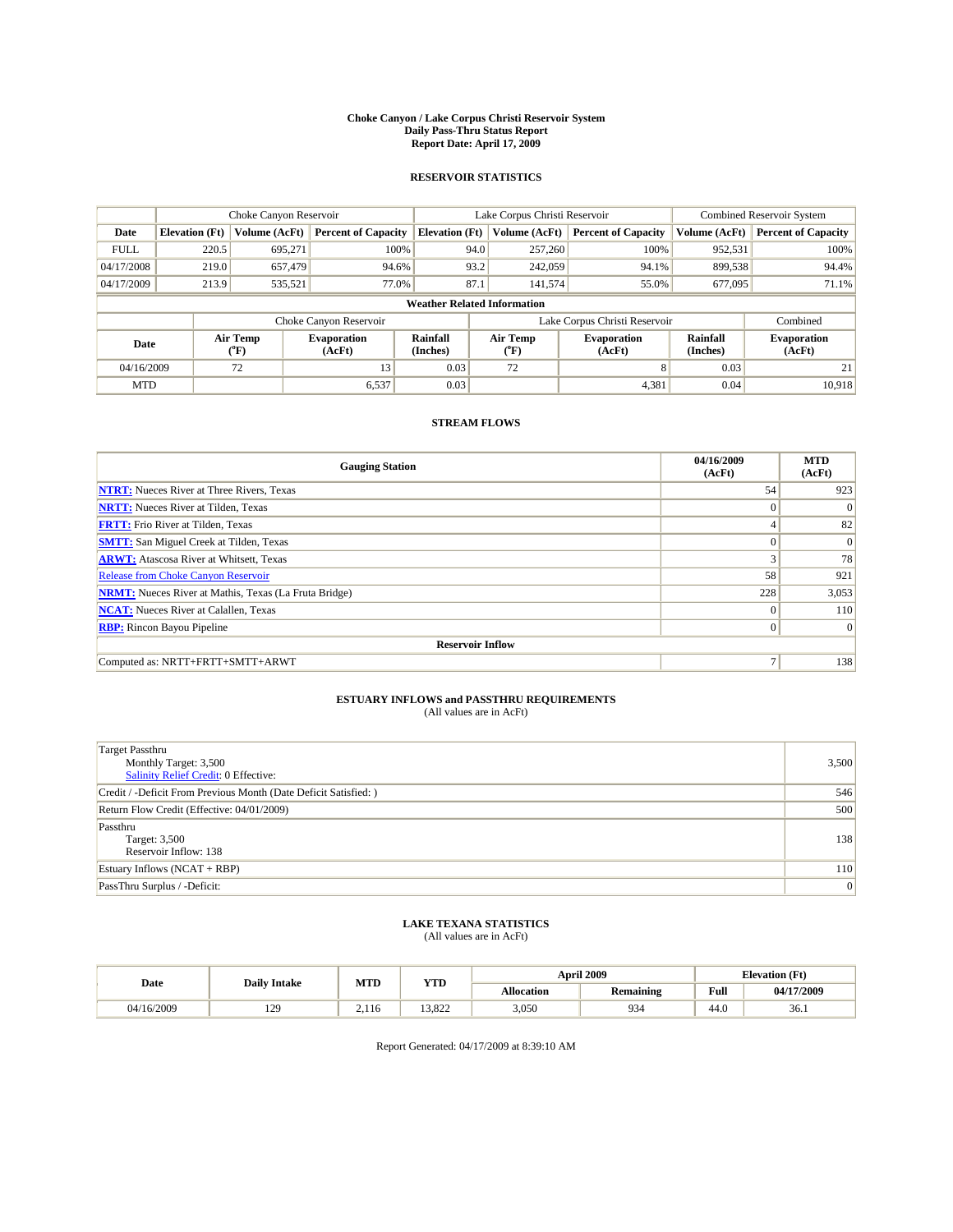# Choke Canyon / Lake Corpus Christi Reservoir System
## Daily Pass-Thru Status Report
## Report Date: April 17, 2009

### RESERVOIR STATISTICS

| | Choke Canyon Reservoir | | | Lake Corpus Christi Reservoir | | | Combined Reservoir System | |
|---|---|---|---|---|---|---|---|---|
| Date | Elevation (Ft) | Volume (AcFt) | Percent of Capacity | Elevation (Ft) | Volume (AcFt) | Percent of Capacity | Volume (AcFt) | Percent of Capacity |
| FULL | 220.5 | 695,271 | 100% | 94.0 | 257,260 | 100% | 952,531 | 100% |
| 04/17/2008 | 219.0 | 657,479 | 94.6% | 93.2 | 242,059 | 94.1% | 899,538 | 94.4% |
| 04/17/2009 | 213.9 | 535,521 | 77.0% | 87.1 | 141,574 | 55.0% | 677,095 | 71.1% |

**Weather Related Information**

| | Choke Canyon Reservoir | | | Lake Corpus Christi Reservoir | | | Combined |
|---|---|---|---|---|---|---|---|
| Date | Air Temp (°F) | Evaporation (AcFt) | Rainfall (Inches) | Air Temp (°F) | Evaporation (AcFt) | Rainfall (Inches) | Evaporation (AcFt) |
| 04/16/2009 | 72 | 13 | 0.03 | 72 | 8 | 0.03 | 21 |
| MTD | | 6,537 | 0.03 | | 4,381 | 0.04 | 10,918 |

### STREAM FLOWS

| Gauging Station | 04/16/2009 (AcFt) | MTD (AcFt) |
|---|---|---|
| NTRT: Nueces River at Three Rivers, Texas | 54 | 923 |
| NRTT: Nueces River at Tilden, Texas | 0 | 0 |
| FRTT: Frio River at Tilden, Texas | 4 | 82 |
| SMTT: San Miguel Creek at Tilden, Texas | 0 | 0 |
| ARWT: Atascosa River at Whitsett, Texas | 3 | 78 |
| Release from Choke Canyon Reservoir | 58 | 921 |
| NRMT: Nueces River at Mathis, Texas (La Fruta Bridge) | 228 | 3,053 |
| NCAT: Nueces River at Calallen, Texas | 0 | 110 |
| RBP: Rincon Bayou Pipeline | 0 | 0 |
| **Reservoir Inflow** | | |
| Computed as: NRTT+FRTT+SMTT+ARWT | 7 | 138 |

### ESTUARY INFLOWS and PASSTHRU REQUIREMENTS
(All values are in AcFt)

| | |
|---|---|
| Target Passthru<br>Monthly Target: 3,500<br>Salinity Relief Credit: 0 Effective: | 3,500 |
| Credit / -Deficit From Previous Month (Date Deficit Satisfied: ) | 546 |
| Return Flow Credit (Effective: 04/01/2009) | 500 |
| Passthru<br>Target: 3,500<br>Reservoir Inflow: 138 | 138 |
| Estuary Inflows (NCAT + RBP) | 110 |
| PassThru Surplus / -Deficit: | 0 |

### LAKE TEXANA STATISTICS
(All values are in AcFt)

| Date | Daily Intake | MTD | YTD | April 2009 | | Elevation (Ft) | |
|---|---|---|---|---|---|---|---|
| | | | | Allocation | Remaining | Full | 04/17/2009 |
| 04/16/2009 | 129 | 2,116 | 13,822 | 3,050 | 934 | 44.0 | 36.1 |

Report Generated: 04/17/2009 at 8:39:10 AM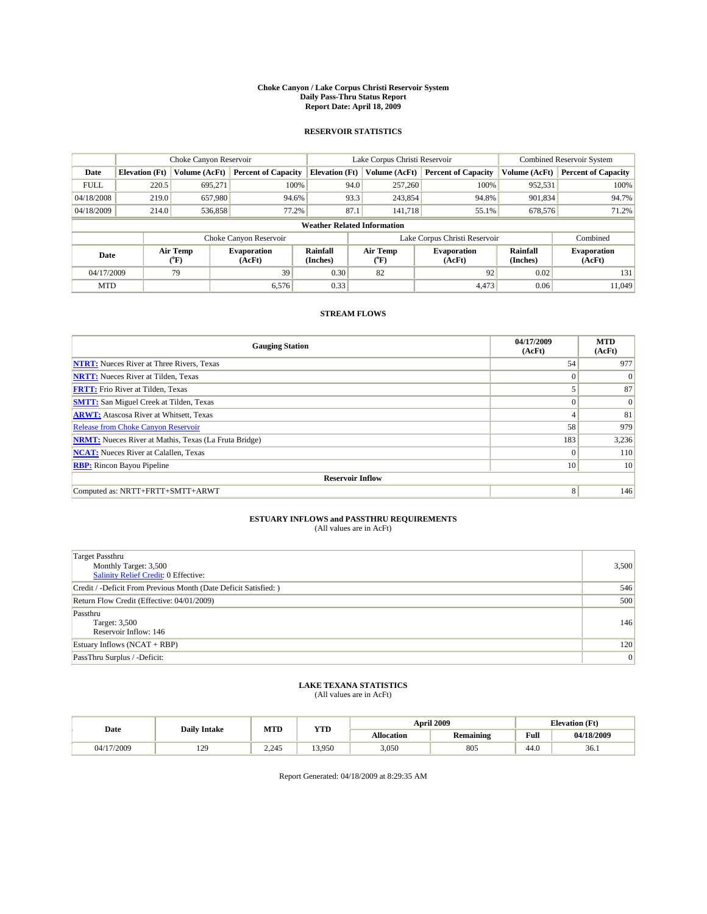# Choke Canyon / Lake Corpus Christi Reservoir System
## Daily Pass-Thru Status Report
## Report Date: April 18, 2009

### RESERVOIR STATISTICS

| | Choke Canyon Reservoir | | | Lake Corpus Christi Reservoir | | | Combined Reservoir System | |
|---|---|---|---|---|---|---|---|---|
| Date | Elevation (Ft) | Volume (AcFt) | Percent of Capacity | Elevation (Ft) | Volume (AcFt) | Percent of Capacity | Volume (AcFt) | Percent of Capacity |
| FULL | 220.5 | 695,271 | 100% | 94.0 | 257,260 | 100% | 952,531 | 100% |
| 04/18/2008 | 219.0 | 657,980 | 94.6% | 93.3 | 243,854 | 94.8% | 901,834 | 94.7% |
| 04/18/2009 | 214.0 | 536,858 | 77.2% | 87.1 | 141,718 | 55.1% | 678,576 | 71.2% |

**Weather Related Information**

| | Choke Canyon Reservoir | | | Lake Corpus Christi Reservoir | | | Combined |
|---|---|---|---|---|---|---|---|
| Date | Air Temp (°F) | Evaporation (AcFt) | Rainfall (Inches) | Air Temp (°F) | Evaporation (AcFt) | Rainfall (Inches) | Evaporation (AcFt) |
| 04/17/2009 | 79 | 39 | 0.30 | 82 | 92 | 0.02 | 131 |
| MTD | | 6,576 | 0.33 | | 4,473 | 0.06 | 11,049 |

### STREAM FLOWS

| Gauging Station | 04/17/2009 (AcFt) | MTD (AcFt) |
|---|---|---|
| NTRT: Nueces River at Three Rivers, Texas | 54 | 977 |
| NRTT: Nueces River at Tilden, Texas | 0 | 0 |
| FRTT: Frio River at Tilden, Texas | 5 | 87 |
| SMTT: San Miguel Creek at Tilden, Texas | 0 | 0 |
| ARWT: Atascosa River at Whitsett, Texas | 4 | 81 |
| Release from Choke Canyon Reservoir | 58 | 979 |
| NRMT: Nueces River at Mathis, Texas (La Fruta Bridge) | 183 | 3,236 |
| NCAT: Nueces River at Calallen, Texas | 0 | 110 |
| RBP: Rincon Bayou Pipeline | 10 | 10 |
| **Reservoir Inflow** | | |
| Computed as: NRTT+FRTT+SMTT+ARWT | 8 | 146 |

### ESTUARY INFLOWS and PASSTHRU REQUIREMENTS
(All values are in AcFt)

| | |
|---|---|
| Target Passthru<br>Monthly Target: 3,500<br>Salinity Relief Credit: 0 Effective: | 3,500 |
| Credit / -Deficit From Previous Month (Date Deficit Satisfied: ) | 546 |
| Return Flow Credit (Effective: 04/01/2009) | 500 |
| Passthru<br>Target: 3,500<br>Reservoir Inflow: 146 | 146 |
| Estuary Inflows (NCAT + RBP) | 120 |
| PassThru Surplus / -Deficit: | 0 |

### LAKE TEXANA STATISTICS
(All values are in AcFt)

| Date | Daily Intake | MTD | YTD | April 2009 | | Elevation (Ft) | |
|---|---|---|---|---|---|---|---|
| | | | | Allocation | Remaining | Full | 04/18/2009 |
| 04/17/2009 | 129 | 2,245 | 13,950 | 3,050 | 805 | 44.0 | 36.1 |

Report Generated: 04/18/2009 at 8:29:35 AM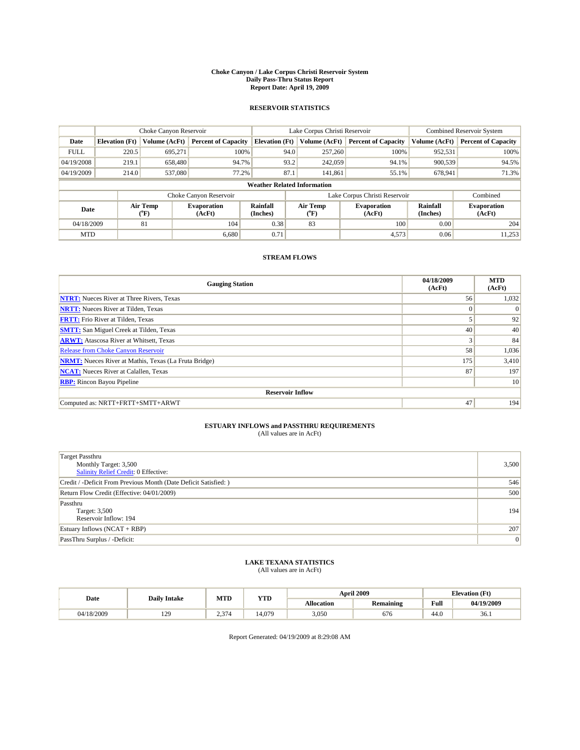# Choke Canyon / Lake Corpus Christi Reservoir System
## Daily Pass-Thru Status Report
## Report Date: April 19, 2009

### RESERVOIR STATISTICS

| | Choke Canyon Reservoir | | | Lake Corpus Christi Reservoir | | | Combined Reservoir System | |
|---|---|---|---|---|---|---|---|---|
| Date | Elevation (Ft) | Volume (AcFt) | Percent of Capacity | Elevation (Ft) | Volume (AcFt) | Percent of Capacity | Volume (AcFt) | Percent of Capacity |
| FULL | 220.5 | 695,271 | 100% | 94.0 | 257,260 | 100% | 952,531 | 100% |
| 04/19/2008 | 219.1 | 658,480 | 94.7% | 93.2 | 242,059 | 94.1% | 900,539 | 94.5% |
| 04/19/2009 | 214.0 | 537,080 | 77.2% | 87.1 | 141,861 | 55.1% | 678,941 | 71.3% |

**Weather Related Information**

| | Choke Canyon Reservoir | | | Lake Corpus Christi Reservoir | | | Combined |
|---|---|---|---|---|---|---|---|
| Date | Air Temp (°F) | Evaporation (AcFt) | Rainfall (Inches) | Air Temp (°F) | Evaporation (AcFt) | Rainfall (Inches) | Evaporation (AcFt) |
| 04/18/2009 | 81 | 104 | 0.38 | 83 | 100 | 0.00 | 204 |
| MTD | | 6,680 | 0.71 | | 4,573 | 0.06 | 11,253 |

### STREAM FLOWS

| Gauging Station | 04/18/2009 (AcFt) | MTD (AcFt) |
|---|---|---|
| NTRT: Nueces River at Three Rivers, Texas | 56 | 1,032 |
| NRTT: Nueces River at Tilden, Texas | 0 | 0 |
| FRTT: Frio River at Tilden, Texas | 5 | 92 |
| SMTT: San Miguel Creek at Tilden, Texas | 40 | 40 |
| ARWT: Atascosa River at Whitsett, Texas | 3 | 84 |
| Release from Choke Canyon Reservoir | 58 | 1,036 |
| NRMT: Nueces River at Mathis, Texas (La Fruta Bridge) | 175 | 3,410 |
| NCAT: Nueces River at Calallen, Texas | 87 | 197 |
| RBP: Rincon Bayou Pipeline | | 10 |
| **Reservoir Inflow** | | |
| Computed as: NRTT+FRTT+SMTT+ARWT | 47 | 194 |

### ESTUARY INFLOWS and PASSTHRU REQUIREMENTS
(All values are in AcFt)

| Item | Value |
|---|---|
| Target Passthru<br>Monthly Target: 3,500<br>Salinity Relief Credit: 0 Effective: | 3,500 |
| Credit / -Deficit From Previous Month (Date Deficit Satisfied: ) | 546 |
| Return Flow Credit (Effective: 04/01/2009) | 500 |
| Passthru<br>Target: 3,500<br>Reservoir Inflow: 194 | 194 |
| Estuary Inflows (NCAT + RBP) | 207 |
| PassThru Surplus / -Deficit: | 0 |

### LAKE TEXANA STATISTICS
(All values are in AcFt)

| Date | Daily Intake | MTD | YTD | April 2009 | | Elevation (Ft) | |
|---|---|---|---|---|---|---|---|
| | | | | Allocation | Remaining | Full | 04/19/2009 |
| 04/18/2009 | 129 | 2,374 | 14,079 | 3,050 | 676 | 44.0 | 36.1 |

Report Generated: 04/19/2009 at 8:29:08 AM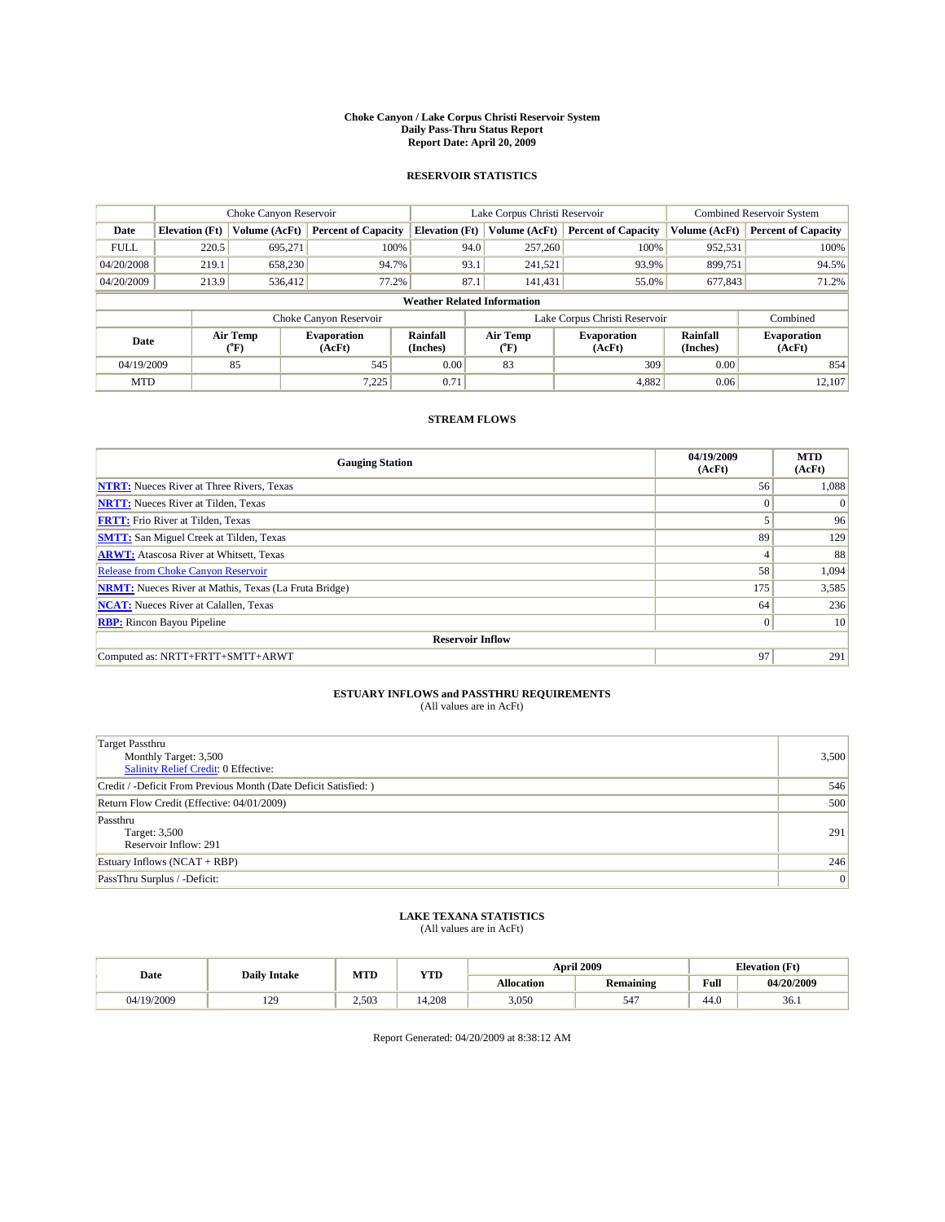# Choke Canyon / Lake Corpus Christi Reservoir System
## Daily Pass-Thru Status Report
## Report Date: April 20, 2009

### RESERVOIR STATISTICS

| | Choke Canyon Reservoir | | | Lake Corpus Christi Reservoir | | | Combined Reservoir System | |
|---|---|---|---|---|---|---|---|---|
| Date | Elevation (Ft) | Volume (AcFt) | Percent of Capacity | Elevation (Ft) | Volume (AcFt) | Percent of Capacity | Volume (AcFt) | Percent of Capacity |
| FULL | 220.5 | 695,271 | 100% | 94.0 | 257,260 | 100% | 952,531 | 100% |
| 04/20/2008 | 219.1 | 658,230 | 94.7% | 93.1 | 241,521 | 93.9% | 899,751 | 94.5% |
| 04/20/2009 | 213.9 | 536,412 | 77.2% | 87.1 | 141,431 | 55.0% | 677,843 | 71.2% |

**Weather Related Information**

| | Choke Canyon Reservoir | | | Lake Corpus Christi Reservoir | | | Combined |
|---|---|---|---|---|---|---|---|
| Date | Air Temp (°F) | Evaporation (AcFt) | Rainfall (Inches) | Air Temp (°F) | Evaporation (AcFt) | Rainfall (Inches) | Evaporation (AcFt) |
| 04/19/2009 | 85 | 545 | 0.00 | 83 | 309 | 0.00 | 854 |
| MTD | | 7,225 | 0.71 | | 4,882 | 0.06 | 12,107 |

### STREAM FLOWS

| Gauging Station | 04/19/2009 (AcFt) | MTD (AcFt) |
|---|---|---|
| NTRT: Nueces River at Three Rivers, Texas | 56 | 1,088 |
| NRTT: Nueces River at Tilden, Texas | 0 | 0 |
| FRTT: Frio River at Tilden, Texas | 5 | 96 |
| SMTT: San Miguel Creek at Tilden, Texas | 89 | 129 |
| ARWT: Atascosa River at Whitsett, Texas | 4 | 88 |
| Release from Choke Canyon Reservoir | 58 | 1,094 |
| NRMT: Nueces River at Mathis, Texas (La Fruta Bridge) | 175 | 3,585 |
| NCAT: Nueces River at Calallen, Texas | 64 | 236 |
| RBP: Rincon Bayou Pipeline | 0 | 10 |
| **Reservoir Inflow** | | |
| Computed as: NRTT+FRTT+SMTT+ARWT | 97 | 291 |

### ESTUARY INFLOWS and PASSTHRU REQUIREMENTS
(All values are in AcFt)

| | |
|---|---|
| Target Passthru<br>Monthly Target: 3,500<br>Salinity Relief Credit: 0 Effective: | 3,500 |
| Credit / -Deficit From Previous Month (Date Deficit Satisfied: ) | 546 |
| Return Flow Credit (Effective: 04/01/2009) | 500 |
| Passthru<br>Target: 3,500<br>Reservoir Inflow: 291 | 291 |
| Estuary Inflows (NCAT + RBP) | 246 |
| PassThru Surplus / -Deficit: | 0 |

### LAKE TEXANA STATISTICS
(All values are in AcFt)

| Date | Daily Intake | MTD | YTD | April 2009 | | Elevation (Ft) | |
|---|---|---|---|---|---|---|---|
| | | | | Allocation | Remaining | Full | 04/20/2009 |
| 04/19/2009 | 129 | 2,503 | 14,208 | 3,050 | 547 | 44.0 | 36.1 |

Report Generated: 04/20/2009 at 8:38:12 AM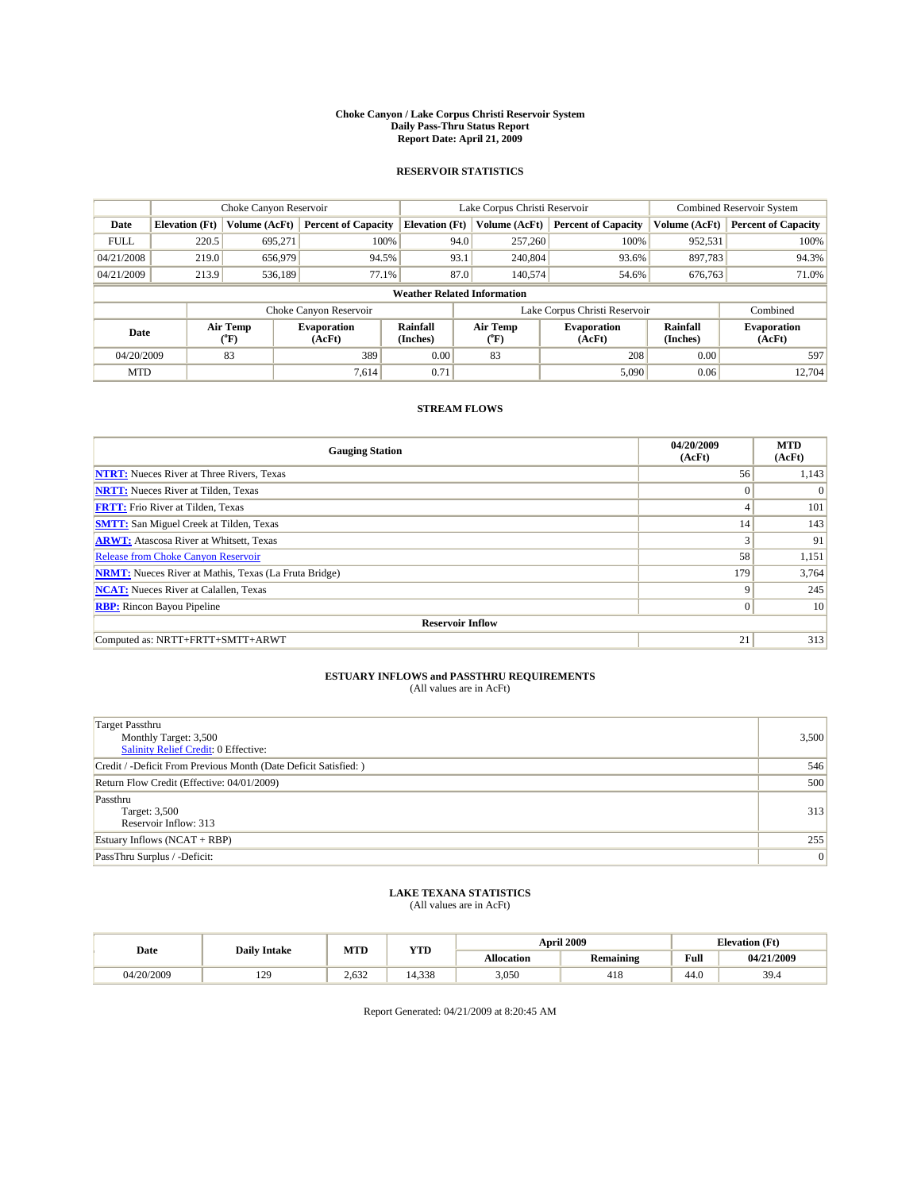# Choke Canyon / Lake Corpus Christi Reservoir System
## Daily Pass-Thru Status Report
## Report Date: April 21, 2009

### RESERVOIR STATISTICS

| | Choke Canyon Reservoir | | | Lake Corpus Christi Reservoir | | | Combined Reservoir System | |
|---|---|---|---|---|---|---|---|---|
| Date | Elevation (Ft) | Volume (AcFt) | Percent of Capacity | Elevation (Ft) | Volume (AcFt) | Percent of Capacity | Volume (AcFt) | Percent of Capacity |
| FULL | 220.5 | 695,271 | 100% | 94.0 | 257,260 | 100% | 952,531 | 100% |
| 04/21/2008 | 219.0 | 656,979 | 94.5% | 93.1 | 240,804 | 93.6% | 897,783 | 94.3% |
| 04/21/2009 | 213.9 | 536,189 | 77.1% | 87.0 | 140,574 | 54.6% | 676,763 | 71.0% |

**Weather Related Information**

| | Choke Canyon Reservoir | | | Lake Corpus Christi Reservoir | | | Combined |
|---|---|---|---|---|---|---|---|
| Date | Air Temp (°F) | Evaporation (AcFt) | Rainfall (Inches) | Air Temp (°F) | Evaporation (AcFt) | Rainfall (Inches) | Evaporation (AcFt) |
| 04/20/2009 | 83 | 389 | 0.00 | 83 | 208 | 0.00 | 597 |
| MTD | | 7,614 | 0.71 | | 5,090 | 0.06 | 12,704 |

### STREAM FLOWS

| Gauging Station | 04/20/2009 (AcFt) | MTD (AcFt) |
|---|---|---|
| NTRT: Nueces River at Three Rivers, Texas | 56 | 1,143 |
| NRTT: Nueces River at Tilden, Texas | 0 | 0 |
| FRTT: Frio River at Tilden, Texas | 4 | 101 |
| SMTT: San Miguel Creek at Tilden, Texas | 14 | 143 |
| ARWT: Atascosa River at Whitsett, Texas | 3 | 91 |
| Release from Choke Canyon Reservoir | 58 | 1,151 |
| NRMT: Nueces River at Mathis, Texas (La Fruta Bridge) | 179 | 3,764 |
| NCAT: Nueces River at Calallen, Texas | 9 | 245 |
| RBP: Rincon Bayou Pipeline | 0 | 10 |
| **Reservoir Inflow** | | |
| Computed as: NRTT+FRTT+SMTT+ARWT | 21 | 313 |

### ESTUARY INFLOWS and PASSTHRU REQUIREMENTS
(All values are in AcFt)

| | |
|---|---|
| Target Passthru<br>Monthly Target: 3,500<br>Salinity Relief Credit: 0 Effective: | 3,500 |
| Credit / -Deficit From Previous Month (Date Deficit Satisfied: ) | 546 |
| Return Flow Credit (Effective: 04/01/2009) | 500 |
| Passthru<br>Target: 3,500<br>Reservoir Inflow: 313 | 313 |
| Estuary Inflows (NCAT + RBP) | 255 |
| PassThru Surplus / -Deficit: | 0 |

### LAKE TEXANA STATISTICS
(All values are in AcFt)

| Date | Daily Intake | MTD | YTD | April 2009 | | Elevation (Ft) | |
|---|---|---|---|---|---|---|---|
| | | | | Allocation | Remaining | Full | 04/21/2009 |
| 04/20/2009 | 129 | 2,632 | 14,338 | 3,050 | 418 | 44.0 | 39.4 |

Report Generated: 04/21/2009 at 8:20:45 AM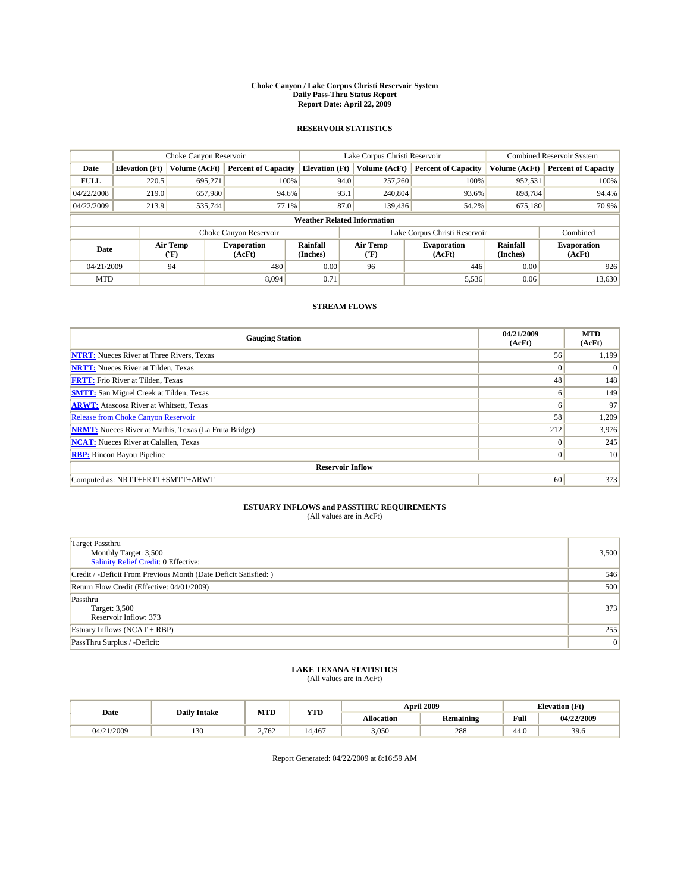# Choke Canyon / Lake Corpus Christi Reservoir System
## Daily Pass-Thru Status Report
## Report Date: April 22, 2009

### RESERVOIR STATISTICS

| | Choke Canyon Reservoir | | | Lake Corpus Christi Reservoir | | | Combined Reservoir System | |
|---|---|---|---|---|---|---|---|---|
| Date | Elevation (Ft) | Volume (AcFt) | Percent of Capacity | Elevation (Ft) | Volume (AcFt) | Percent of Capacity | Volume (AcFt) | Percent of Capacity |
| FULL | 220.5 | 695,271 | 100% | 94.0 | 257,260 | 100% | 952,531 | 100% |
| 04/22/2008 | 219.0 | 657,980 | 94.6% | 93.1 | 240,804 | 93.6% | 898,784 | 94.4% |
| 04/22/2009 | 213.9 | 535,744 | 77.1% | 87.0 | 139,436 | 54.2% | 675,180 | 70.9% |

**Weather Related Information**

| | Choke Canyon Reservoir | | | Lake Corpus Christi Reservoir | | | Combined |
|---|---|---|---|---|---|---|---|
| Date | Air Temp (°F) | Evaporation (AcFt) | Rainfall (Inches) | Air Temp (°F) | Evaporation (AcFt) | Rainfall (Inches) | Evaporation (AcFt) |
| 04/21/2009 | 94 | 480 | 0.00 | 96 | 446 | 0.00 | 926 |
| MTD | | 8,094 | 0.71 | | 5,536 | 0.06 | 13,630 |

### STREAM FLOWS

| Gauging Station | 04/21/2009 (AcFt) | MTD (AcFt) |
|---|---|---|
| NTRT: Nueces River at Three Rivers, Texas | 56 | 1,199 |
| NRTT: Nueces River at Tilden, Texas | 0 | 0 |
| FRTT: Frio River at Tilden, Texas | 48 | 148 |
| SMTT: San Miguel Creek at Tilden, Texas | 6 | 149 |
| ARWT: Atascosa River at Whitsett, Texas | 6 | 97 |
| Release from Choke Canyon Reservoir | 58 | 1,209 |
| NRMT: Nueces River at Mathis, Texas (La Fruta Bridge) | 212 | 3,976 |
| NCAT: Nueces River at Calallen, Texas | 0 | 245 |
| RBP: Rincon Bayou Pipeline | 0 | 10 |
| **Reservoir Inflow** | | |
| Computed as: NRTT+FRTT+SMTT+ARWT | 60 | 373 |

### ESTUARY INFLOWS and PASSTHRU REQUIREMENTS
(All values are in AcFt)

| | |
|---|---|
| Target Passthru<br>Monthly Target: 3,500<br>Salinity Relief Credit: 0 Effective: | 3,500 |
| Credit / -Deficit From Previous Month (Date Deficit Satisfied: ) | 546 |
| Return Flow Credit (Effective: 04/01/2009) | 500 |
| Passthru<br>Target: 3,500<br>Reservoir Inflow: 373 | 373 |
| Estuary Inflows (NCAT + RBP) | 255 |
| PassThru Surplus / -Deficit: | 0 |

### LAKE TEXANA STATISTICS
(All values are in AcFt)

| Date | Daily Intake | MTD | YTD | April 2009 | | Elevation (Ft) | |
|---|---|---|---|---|---|---|---|
| | | | | Allocation | Remaining | Full | 04/22/2009 |
| 04/21/2009 | 130 | 2,762 | 14,467 | 3,050 | 288 | 44.0 | 39.6 |

Report Generated: 04/22/2009 at 8:16:59 AM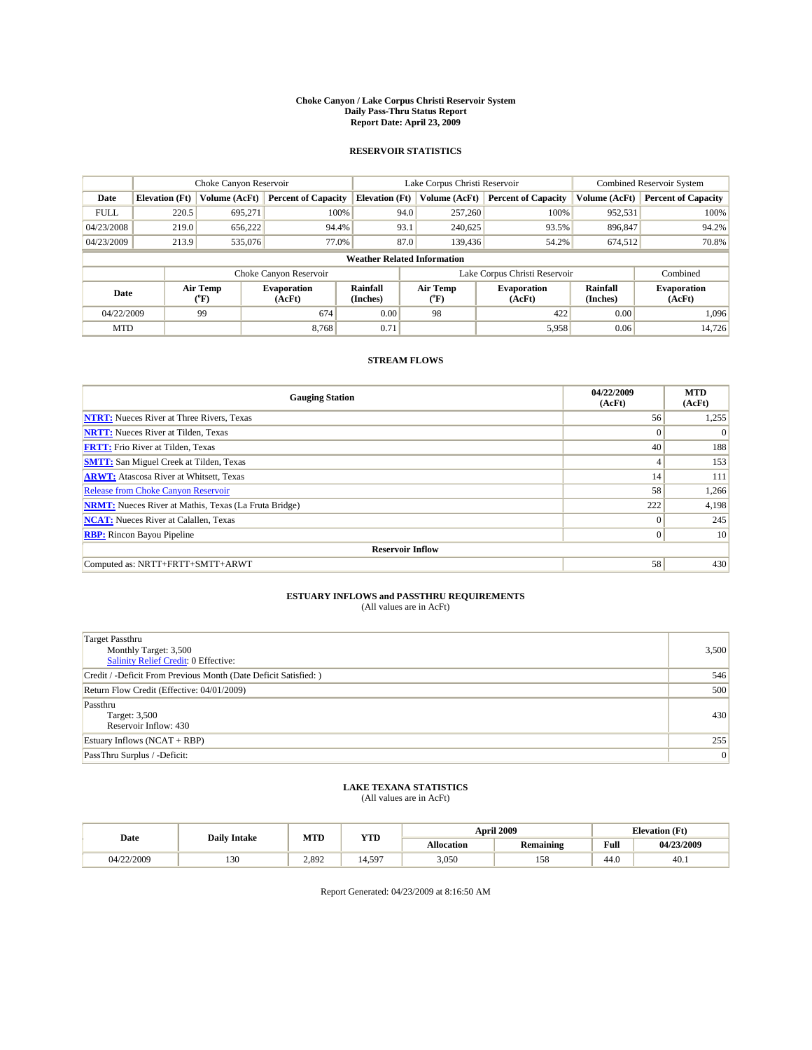# Choke Canyon / Lake Corpus Christi Reservoir System
## Daily Pass-Thru Status Report
## Report Date: April 23, 2009

### RESERVOIR STATISTICS

| | Choke Canyon Reservoir | | | Lake Corpus Christi Reservoir | | | Combined Reservoir System | |
|---|---|---|---|---|---|---|---|---|
| Date | Elevation (Ft) | Volume (AcFt) | Percent of Capacity | Elevation (Ft) | Volume (AcFt) | Percent of Capacity | Volume (AcFt) | Percent of Capacity |
| FULL | 220.5 | 695,271 | 100% | 94.0 | 257,260 | 100% | 952,531 | 100% |
| 04/23/2008 | 219.0 | 656,222 | 94.4% | 93.1 | 240,625 | 93.5% | 896,847 | 94.2% |
| 04/23/2009 | 213.9 | 535,076 | 77.0% | 87.0 | 139,436 | 54.2% | 674,512 | 70.8% |

**Weather Related Information**

| | Choke Canyon Reservoir | | | Lake Corpus Christi Reservoir | | | Combined |
|---|---|---|---|---|---|---|---|
| Date | Air Temp (°F) | Evaporation (AcFt) | Rainfall (Inches) | Air Temp (°F) | Evaporation (AcFt) | Rainfall (Inches) | Evaporation (AcFt) |
| 04/22/2009 | 99 | 674 | 0.00 | 98 | 422 | 0.00 | 1,096 |
| MTD | | 8,768 | 0.71 | | 5,958 | 0.06 | 14,726 |

### STREAM FLOWS

| Gauging Station | 04/22/2009 (AcFt) | MTD (AcFt) |
|---|---|---|
| **NTRT:** Nueces River at Three Rivers, Texas | 56 | 1,255 |
| **NRTT:** Nueces River at Tilden, Texas | 0 | 0 |
| **FRTT:** Frio River at Tilden, Texas | 40 | 188 |
| **SMTT:** San Miguel Creek at Tilden, Texas | 4 | 153 |
| **ARWT:** Atascosa River at Whitsett, Texas | 14 | 111 |
| Release from Choke Canyon Reservoir | 58 | 1,266 |
| **NRMT:** Nueces River at Mathis, Texas (La Fruta Bridge) | 222 | 4,198 |
| **NCAT:** Nueces River at Calallen, Texas | 0 | 245 |
| **RBP:** Rincon Bayou Pipeline | 0 | 10 |
| **Reservoir Inflow** | | |
| Computed as: NRTT+FRTT+SMTT+ARWT | 58 | 430 |

### ESTUARY INFLOWS and PASSTHRU REQUIREMENTS
(All values are in AcFt)

| | |
|---|---|
| Target Passthru<br>Monthly Target: 3,500<br>Salinity Relief Credit: 0 Effective: | 3,500 |
| Credit / -Deficit From Previous Month (Date Deficit Satisfied: ) | 546 |
| Return Flow Credit (Effective: 04/01/2009) | 500 |
| Passthru<br>Target: 3,500<br>Reservoir Inflow: 430 | 430 |
| Estuary Inflows (NCAT + RBP) | 255 |
| PassThru Surplus / -Deficit: | 0 |

### LAKE TEXANA STATISTICS
(All values are in AcFt)

| Date | Daily Intake | MTD | YTD | April 2009 | | Elevation (Ft) | |
|---|---|---|---|---|---|---|---|
| | | | | Allocation | Remaining | Full | 04/23/2009 |
| 04/22/2009 | 130 | 2,892 | 14,597 | 3,050 | 158 | 44.0 | 40.1 |

Report Generated: 04/23/2009 at 8:16:50 AM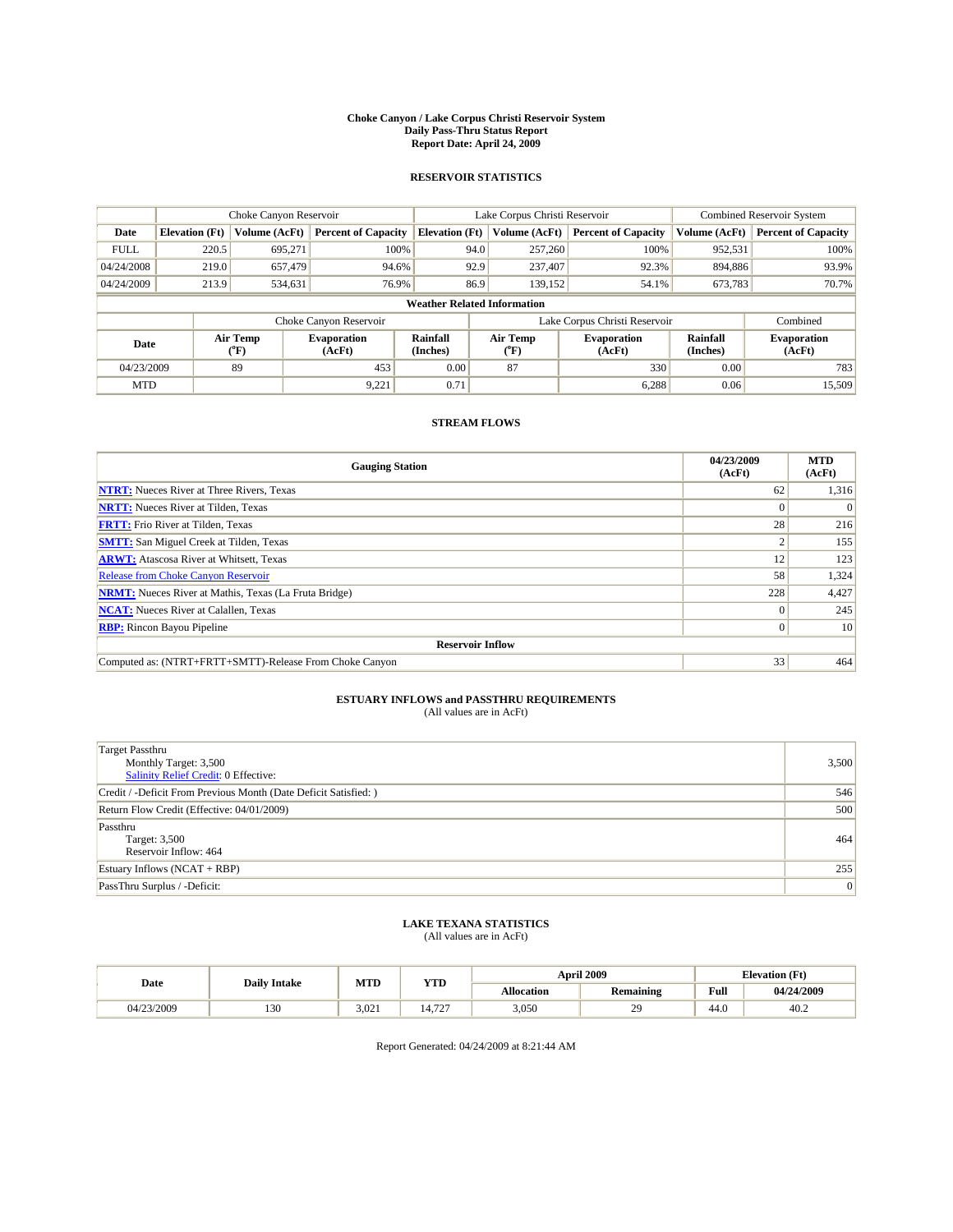# Choke Canyon / Lake Corpus Christi Reservoir System
## Daily Pass-Thru Status Report
## Report Date: April 24, 2009

### RESERVOIR STATISTICS

| | Choke Canyon Reservoir | | | Lake Corpus Christi Reservoir | | | Combined Reservoir System | |
|---|---|---|---|---|---|---|---|---|
| Date | Elevation (Ft) | Volume (AcFt) | Percent of Capacity | Elevation (Ft) | Volume (AcFt) | Percent of Capacity | Volume (AcFt) | Percent of Capacity |
| FULL | 220.5 | 695,271 | 100% | 94.0 | 257,260 | 100% | 952,531 | 100% |
| 04/24/2008 | 219.0 | 657,479 | 94.6% | 92.9 | 237,407 | 92.3% | 894,886 | 93.9% |
| 04/24/2009 | 213.9 | 534,631 | 76.9% | 86.9 | 139,152 | 54.1% | 673,783 | 70.7% |

**Weather Related Information**

| | Choke Canyon Reservoir | | | Lake Corpus Christi Reservoir | | | Combined |
|---|---|---|---|---|---|---|---|
| Date | Air Temp (°F) | Evaporation (AcFt) | Rainfall (Inches) | Air Temp (°F) | Evaporation (AcFt) | Rainfall (Inches) | Evaporation (AcFt) |
| 04/23/2009 | 89 | 453 | 0.00 | 87 | 330 | 0.00 | 783 |
| MTD | | 9,221 | 0.71 | | 6,288 | 0.06 | 15,509 |

### STREAM FLOWS

| Gauging Station | 04/23/2009 (AcFt) | MTD (AcFt) |
|---|---|---|
| NTRT: Nueces River at Three Rivers, Texas | 62 | 1,316 |
| NRTT: Nueces River at Tilden, Texas | 0 | 0 |
| FRTT: Frio River at Tilden, Texas | 28 | 216 |
| SMTT: San Miguel Creek at Tilden, Texas | 2 | 155 |
| ARWT: Atascosa River at Whitsett, Texas | 12 | 123 |
| Release from Choke Canyon Reservoir | 58 | 1,324 |
| NRMT: Nueces River at Mathis, Texas (La Fruta Bridge) | 228 | 4,427 |
| NCAT: Nueces River at Calallen, Texas | 0 | 245 |
| RBP: Rincon Bayou Pipeline | 0 | 10 |
| **Reservoir Inflow** | | |
| Computed as: (NTRT+FRTT+SMTT)-Release From Choke Canyon | 33 | 464 |

### ESTUARY INFLOWS and PASSTHRU REQUIREMENTS
(All values are in AcFt)

| | |
|---|---|
| Target Passthru<br>Monthly Target: 3,500<br>Salinity Relief Credit: 0 Effective: | 3,500 |
| Credit / -Deficit From Previous Month (Date Deficit Satisfied: ) | 546 |
| Return Flow Credit (Effective: 04/01/2009) | 500 |
| Passthru<br>Target: 3,500<br>Reservoir Inflow: 464 | 464 |
| Estuary Inflows (NCAT + RBP) | 255 |
| PassThru Surplus / -Deficit: | 0 |

### LAKE TEXANA STATISTICS
(All values are in AcFt)

| Date | Daily Intake | MTD | YTD | April 2009 | | Elevation (Ft) | |
|---|---|---|---|---|---|---|---|
| | | | | Allocation | Remaining | Full | 04/24/2009 |
| 04/23/2009 | 130 | 3,021 | 14,727 | 3,050 | 29 | 44.0 | 40.2 |

Report Generated: 04/24/2009 at 8:21:44 AM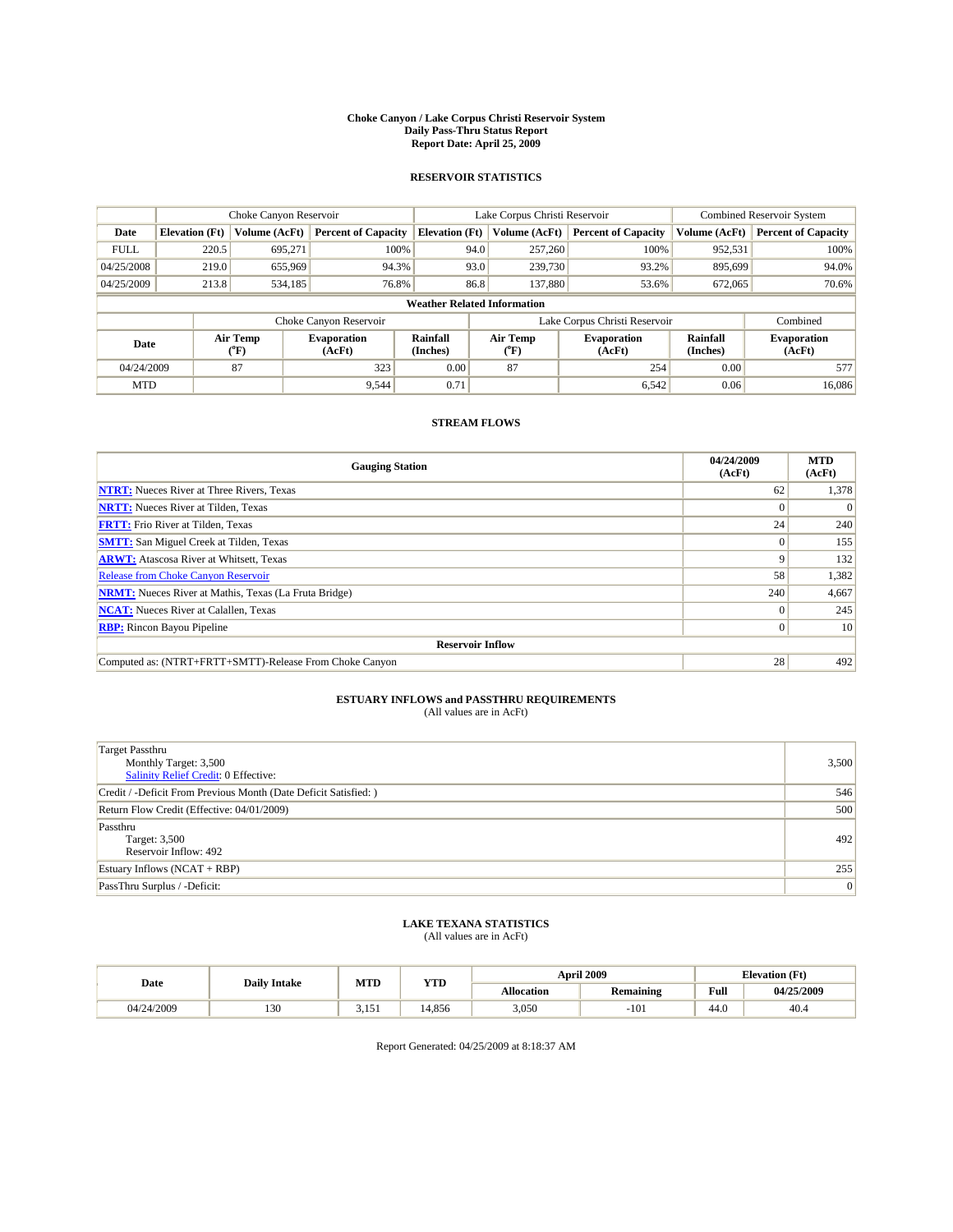**Choke Canyon / Lake Corpus Christi Reservoir System**
**Daily Pass-Thru Status Report**
**Report Date: April 25, 2009**

## RESERVOIR STATISTICS

| | Choke Canyon Reservoir | | | Lake Corpus Christi Reservoir | | | Combined Reservoir System | |
|---|---|---|---|---|---|---|---|---|
| Date | Elevation (Ft) | Volume (AcFt) | Percent of Capacity | Elevation (Ft) | Volume (AcFt) | Percent of Capacity | Volume (AcFt) | Percent of Capacity |
| FULL | 220.5 | 695,271 | 100% | 94.0 | 257,260 | 100% | 952,531 | 100% |
| 04/25/2008 | 219.0 | 655,969 | 94.3% | 93.0 | 239,730 | 93.2% | 895,699 | 94.0% |
| 04/25/2009 | 213.8 | 534,185 | 76.8% | 86.8 | 137,880 | 53.6% | 672,065 | 70.6% |

**Weather Related Information**

| | Choke Canyon Reservoir | | | Lake Corpus Christi Reservoir | | | Combined |
|---|---|---|---|---|---|---|---|
| Date | Air Temp (°F) | Evaporation (AcFt) | Rainfall (Inches) | Air Temp (°F) | Evaporation (AcFt) | Rainfall (Inches) | Evaporation (AcFt) |
| 04/24/2009 | 87 | 323 | 0.00 | 87 | 254 | 0.00 | 577 |
| MTD | | 9,544 | 0.71 | | 6,542 | 0.06 | 16,086 |

## STREAM FLOWS

| Gauging Station | 04/24/2009 (AcFt) | MTD (AcFt) |
|---|---|---|
| NTRT: Nueces River at Three Rivers, Texas | 62 | 1,378 |
| NRTT: Nueces River at Tilden, Texas | 0 | 0 |
| FRTT: Frio River at Tilden, Texas | 24 | 240 |
| SMTT: San Miguel Creek at Tilden, Texas | 0 | 155 |
| ARWT: Atascosa River at Whitsett, Texas | 9 | 132 |
| Release from Choke Canyon Reservoir | 58 | 1,382 |
| NRMT: Nueces River at Mathis, Texas (La Fruta Bridge) | 240 | 4,667 |
| NCAT: Nueces River at Calallen, Texas | 0 | 245 |
| RBP: Rincon Bayou Pipeline | 0 | 10 |
| **Reservoir Inflow** | | |
| Computed as: (NTRT+FRTT+SMTT)-Release From Choke Canyon | 28 | 492 |

## ESTUARY INFLOWS and PASSTHRU REQUIREMENTS

(All values are in AcFt)

| | |
|---|---|
| Target Passthru<br>Monthly Target: 3,500<br>Salinity Relief Credit: 0 Effective: | 3,500 |
| Credit / -Deficit From Previous Month (Date Deficit Satisfied: ) | 546 |
| Return Flow Credit (Effective: 04/01/2009) | 500 |
| Passthru<br>Target: 3,500<br>Reservoir Inflow: 492 | 492 |
| Estuary Inflows (NCAT + RBP) | 255 |
| PassThru Surplus / -Deficit: | 0 |

## LAKE TEXANA STATISTICS

(All values are in AcFt)

| Date | Daily Intake | MTD | YTD | April 2009 | | Elevation (Ft) | |
|---|---|---|---|---|---|---|---|
| | | | | Allocation | Remaining | Full | 04/25/2009 |
| 04/24/2009 | 130 | 3,151 | 14,856 | 3,050 | -101 | 44.0 | 40.4 |

Report Generated: 04/25/2009 at 8:18:37 AM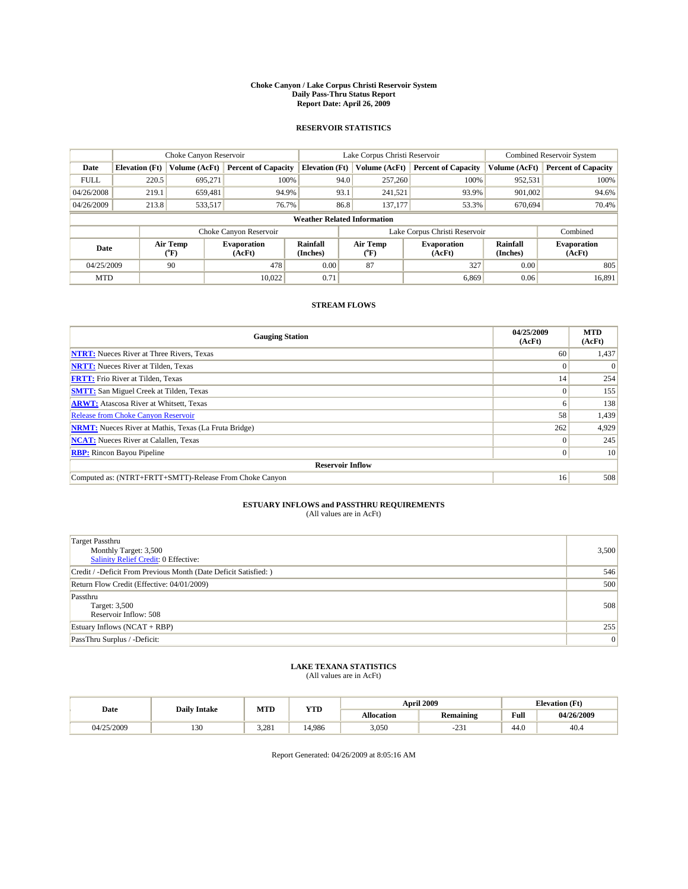# Choke Canyon / Lake Corpus Christi Reservoir System
## Daily Pass-Thru Status Report
### Report Date: April 26, 2009

## RESERVOIR STATISTICS

| | Choke Canyon Reservoir | | | Lake Corpus Christi Reservoir | | | Combined Reservoir System | |
|---|---|---|---|---|---|---|---|---|
| Date | Elevation (Ft) | Volume (AcFt) | Percent of Capacity | Elevation (Ft) | Volume (AcFt) | Percent of Capacity | Volume (AcFt) | Percent of Capacity |
| FULL | 220.5 | 695,271 | 100% | 94.0 | 257,260 | 100% | 952,531 | 100% |
| 04/26/2008 | 219.1 | 659,481 | 94.9% | 93.1 | 241,521 | 93.9% | 901,002 | 94.6% |
| 04/26/2009 | 213.8 | 533,517 | 76.7% | 86.8 | 137,177 | 53.3% | 670,694 | 70.4% |

**Weather Related Information**

| | Choke Canyon Reservoir | | | Lake Corpus Christi Reservoir | | | Combined |
|---|---|---|---|---|---|---|---|
| Date | Air Temp (°F) | Evaporation (AcFt) | Rainfall (Inches) | Air Temp (°F) | Evaporation (AcFt) | Rainfall (Inches) | Evaporation (AcFt) |
| 04/25/2009 | 90 | 478 | 0.00 | 87 | 327 | 0.00 | 805 |
| MTD | | 10,022 | 0.71 | | 6,869 | 0.06 | 16,891 |

## STREAM FLOWS

| Gauging Station | 04/25/2009 (AcFt) | MTD (AcFt) |
|---|---|---|
| NTRT: Nueces River at Three Rivers, Texas | 60 | 1,437 |
| NRTT: Nueces River at Tilden, Texas | 0 | 0 |
| FRTT: Frio River at Tilden, Texas | 14 | 254 |
| SMTT: San Miguel Creek at Tilden, Texas | 0 | 155 |
| ARWT: Atascosa River at Whitsett, Texas | 6 | 138 |
| Release from Choke Canyon Reservoir | 58 | 1,439 |
| NRMT: Nueces River at Mathis, Texas (La Fruta Bridge) | 262 | 4,929 |
| NCAT: Nueces River at Calallen, Texas | 0 | 245 |
| RBP: Rincon Bayou Pipeline | 0 | 10 |
| **Reservoir Inflow** | | |
| Computed as: (NTRT+FRTT+SMTT)-Release From Choke Canyon | 16 | 508 |

## ESTUARY INFLOWS and PASSTHRU REQUIREMENTS
(All values are in AcFt)

| | |
|---|---|
| Target Passthru<br>Monthly Target: 3,500<br>Salinity Relief Credit: 0 Effective: | 3,500 |
| Credit / -Deficit From Previous Month (Date Deficit Satisfied: ) | 546 |
| Return Flow Credit (Effective: 04/01/2009) | 500 |
| Passthru<br>Target: 3,500<br>Reservoir Inflow: 508 | 508 |
| Estuary Inflows (NCAT + RBP) | 255 |
| PassThru Surplus / -Deficit: | 0 |

## LAKE TEXANA STATISTICS
(All values are in AcFt)

| Date | Daily Intake | MTD | YTD | April 2009 | | Elevation (Ft) | |
|---|---|---|---|---|---|---|---|
| | | | | Allocation | Remaining | Full | 04/26/2009 |
| 04/25/2009 | 130 | 3,281 | 14,986 | 3,050 | -231 | 44.0 | 40.4 |

Report Generated: 04/26/2009 at 8:05:16 AM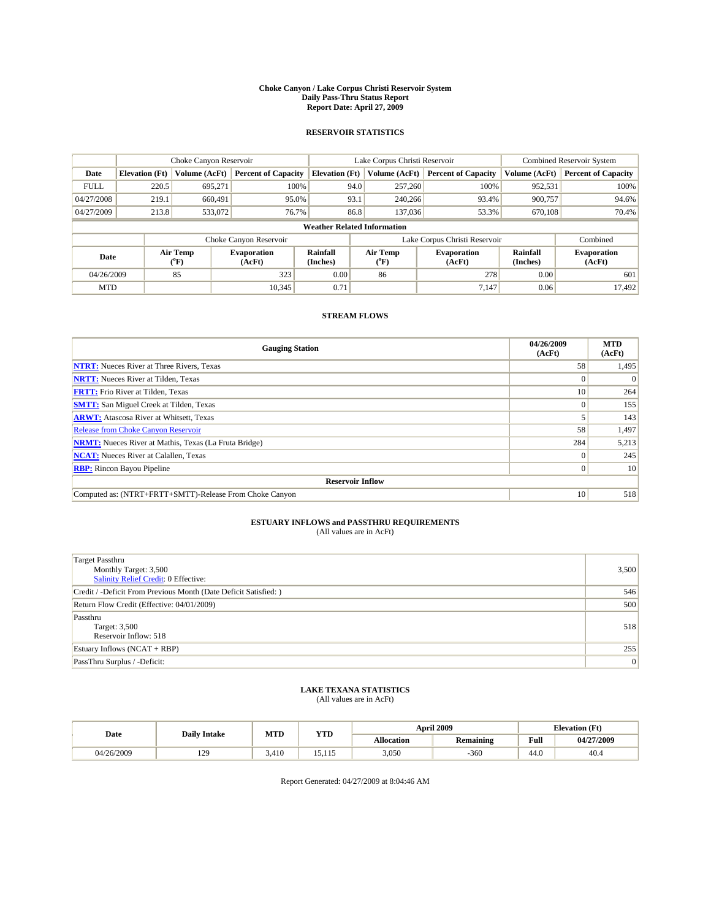# Choke Canyon / Lake Corpus Christi Reservoir System
## Daily Pass-Thru Status Report
## Report Date: April 27, 2009

### RESERVOIR STATISTICS

| | Choke Canyon Reservoir | | | Lake Corpus Christi Reservoir | | | Combined Reservoir System | |
|---|---|---|---|---|---|---|---|---|
| Date | Elevation (Ft) | Volume (AcFt) | Percent of Capacity | Elevation (Ft) | Volume (AcFt) | Percent of Capacity | Volume (AcFt) | Percent of Capacity |
| FULL | 220.5 | 695,271 | 100% | 94.0 | 257,260 | 100% | 952,531 | 100% |
| 04/27/2008 | 219.1 | 660,491 | 95.0% | 93.1 | 240,266 | 93.4% | 900,757 | 94.6% |
| 04/27/2009 | 213.8 | 533,072 | 76.7% | 86.8 | 137,036 | 53.3% | 670,108 | 70.4% |

**Weather Related Information**

| | Choke Canyon Reservoir | | | Lake Corpus Christi Reservoir | | | Combined |
|---|---|---|---|---|---|---|---|
| Date | Air Temp (°F) | Evaporation (AcFt) | Rainfall (Inches) | Air Temp (°F) | Evaporation (AcFt) | Rainfall (Inches) | Evaporation (AcFt) |
| 04/26/2009 | 85 | 323 | 0.00 | 86 | 278 | 0.00 | 601 |
| MTD | | 10,345 | 0.71 | | 7,147 | 0.06 | 17,492 |

### STREAM FLOWS

| Gauging Station | 04/26/2009 (AcFt) | MTD (AcFt) |
|---|---|---|
| NTRT: Nueces River at Three Rivers, Texas | 58 | 1,495 |
| NRTT: Nueces River at Tilden, Texas | 0 | 0 |
| FRTT: Frio River at Tilden, Texas | 10 | 264 |
| SMTT: San Miguel Creek at Tilden, Texas | 0 | 155 |
| ARWT: Atascosa River at Whitsett, Texas | 5 | 143 |
| Release from Choke Canyon Reservoir | 58 | 1,497 |
| NRMT: Nueces River at Mathis, Texas (La Fruta Bridge) | 284 | 5,213 |
| NCAT: Nueces River at Calallen, Texas | 0 | 245 |
| RBP: Rincon Bayou Pipeline | 0 | 10 |
| **Reservoir Inflow** | | |
| Computed as: (NTRT+FRTT+SMTT)-Release From Choke Canyon | 10 | 518 |

### ESTUARY INFLOWS and PASSTHRU REQUIREMENTS
(All values are in AcFt)

| | |
|---|---|
| Target Passthru<br>Monthly Target: 3,500<br>Salinity Relief Credit: 0 Effective: | 3,500 |
| Credit / -Deficit From Previous Month (Date Deficit Satisfied: ) | 546 |
| Return Flow Credit (Effective: 04/01/2009) | 500 |
| Passthru<br>Target: 3,500<br>Reservoir Inflow: 518 | 518 |
| Estuary Inflows (NCAT + RBP) | 255 |
| PassThru Surplus / -Deficit: | 0 |

### LAKE TEXANA STATISTICS
(All values are in AcFt)

| Date | Daily Intake | MTD | YTD | April 2009 | | Elevation (Ft) | |
|---|---|---|---|---|---|---|---|
| | | | | Allocation | Remaining | Full | 04/27/2009 |
| 04/26/2009 | 129 | 3,410 | 15,115 | 3,050 | -360 | 44.0 | 40.4 |

Report Generated: 04/27/2009 at 8:04:46 AM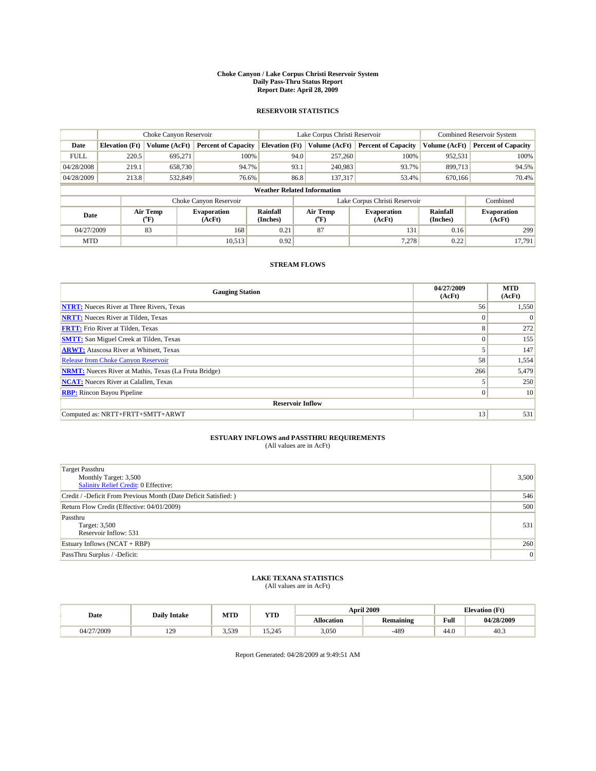# Choke Canyon / Lake Corpus Christi Reservoir System
## Daily Pass-Thru Status Report
## Report Date: April 28, 2009

### RESERVOIR STATISTICS

| | Choke Canyon Reservoir | | | Lake Corpus Christi Reservoir | | | Combined Reservoir System | |
|---|---|---|---|---|---|---|---|---|
| Date | Elevation (Ft) | Volume (AcFt) | Percent of Capacity | Elevation (Ft) | Volume (AcFt) | Percent of Capacity | Volume (AcFt) | Percent of Capacity |
| FULL | 220.5 | 695,271 | 100% | 94.0 | 257,260 | 100% | 952,531 | 100% |
| 04/28/2008 | 219.1 | 658,730 | 94.7% | 93.1 | 240,983 | 93.7% | 899,713 | 94.5% |
| 04/28/2009 | 213.8 | 532,849 | 76.6% | 86.8 | 137,317 | 53.4% | 670,166 | 70.4% |

**Weather Related Information**

| | Choke Canyon Reservoir | | | Lake Corpus Christi Reservoir | | | Combined |
|---|---|---|---|---|---|---|---|
| Date | Air Temp (°F) | Evaporation (AcFt) | Rainfall (Inches) | Air Temp (°F) | Evaporation (AcFt) | Rainfall (Inches) | Evaporation (AcFt) |
| 04/27/2009 | 83 | 168 | 0.21 | 87 | 131 | 0.16 | 299 |
| MTD | | 10,513 | 0.92 | | 7,278 | 0.22 | 17,791 |

### STREAM FLOWS

| Gauging Station | 04/27/2009 (AcFt) | MTD (AcFt) |
|---|---|---|
| NTRT: Nueces River at Three Rivers, Texas | 56 | 1,550 |
| NRTT: Nueces River at Tilden, Texas | 0 | 0 |
| FRTT: Frio River at Tilden, Texas | 8 | 272 |
| SMTT: San Miguel Creek at Tilden, Texas | 0 | 155 |
| ARWT: Atascosa River at Whitsett, Texas | 5 | 147 |
| Release from Choke Canyon Reservoir | 58 | 1,554 |
| NRMT: Nueces River at Mathis, Texas (La Fruta Bridge) | 266 | 5,479 |
| NCAT: Nueces River at Calallen, Texas | 5 | 250 |
| RBP: Rincon Bayou Pipeline | 0 | 10 |
| **Reservoir Inflow** | | |
| Computed as: NRTT+FRTT+SMTT+ARWT | 13 | 531 |

### ESTUARY INFLOWS and PASSTHRU REQUIREMENTS
(All values are in AcFt)

| | |
|---|---|
| Target Passthru<br>Monthly Target: 3,500<br>Salinity Relief Credit: 0 Effective: | 3,500 |
| Credit / -Deficit From Previous Month (Date Deficit Satisfied: ) | 546 |
| Return Flow Credit (Effective: 04/01/2009) | 500 |
| Passthru<br>Target: 3,500<br>Reservoir Inflow: 531 | 531 |
| Estuary Inflows (NCAT + RBP) | 260 |
| PassThru Surplus / -Deficit: | 0 |

### LAKE TEXANA STATISTICS
(All values are in AcFt)

| Date | Daily Intake | MTD | YTD | April 2009 | | Elevation (Ft) | |
|---|---|---|---|---|---|---|---|
| | | | | Allocation | Remaining | Full | 04/28/2009 |
| 04/27/2009 | 129 | 3,539 | 15,245 | 3,050 | -489 | 44.0 | 40.3 |

Report Generated: 04/28/2009 at 9:49:51 AM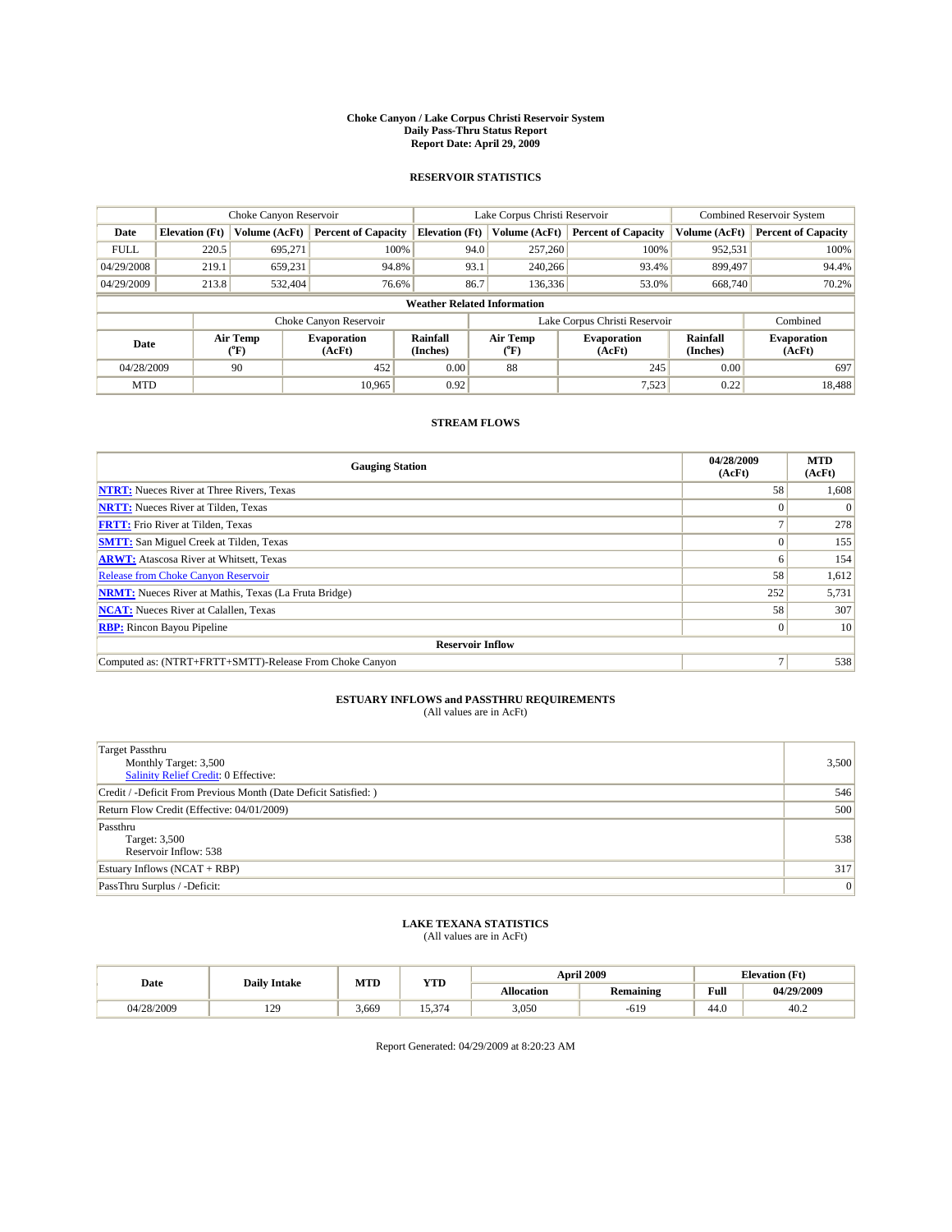# Choke Canyon / Lake Corpus Christi Reservoir System
## Daily Pass-Thru Status Report
## Report Date: April 29, 2009

### RESERVOIR STATISTICS

| | Choke Canyon Reservoir | | | Lake Corpus Christi Reservoir | | | Combined Reservoir System | |
|---|---|---|---|---|---|---|---|---|
| Date | Elevation (Ft) | Volume (AcFt) | Percent of Capacity | Elevation (Ft) | Volume (AcFt) | Percent of Capacity | Volume (AcFt) | Percent of Capacity |
| FULL | 220.5 | 695,271 | 100% | 94.0 | 257,260 | 100% | 952,531 | 100% |
| 04/29/2008 | 219.1 | 659,231 | 94.8% | 93.1 | 240,266 | 93.4% | 899,497 | 94.4% |
| 04/29/2009 | 213.8 | 532,404 | 76.6% | 86.7 | 136,336 | 53.0% | 668,740 | 70.2% |

**Weather Related Information**

| | Choke Canyon Reservoir | | | Lake Corpus Christi Reservoir | | | Combined |
|---|---|---|---|---|---|---|---|
| Date | Air Temp (°F) | Evaporation (AcFt) | Rainfall (Inches) | Air Temp (°F) | Evaporation (AcFt) | Rainfall (Inches) | Evaporation (AcFt) |
| 04/28/2009 | 90 | 452 | 0.00 | 88 | 245 | 0.00 | 697 |
| MTD | | 10,965 | 0.92 | | 7,523 | 0.22 | 18,488 |

### STREAM FLOWS

| Gauging Station | 04/28/2009 (AcFt) | MTD (AcFt) |
|---|---|---|
| NTRT: Nueces River at Three Rivers, Texas | 58 | 1,608 |
| NRTT: Nueces River at Tilden, Texas | 0 | 0 |
| FRTT: Frio River at Tilden, Texas | 7 | 278 |
| SMTT: San Miguel Creek at Tilden, Texas | 0 | 155 |
| ARWT: Atascosa River at Whitsett, Texas | 6 | 154 |
| Release from Choke Canyon Reservoir | 58 | 1,612 |
| NRMT: Nueces River at Mathis, Texas (La Fruta Bridge) | 252 | 5,731 |
| NCAT: Nueces River at Calallen, Texas | 58 | 307 |
| RBP: Rincon Bayou Pipeline | 0 | 10 |
| **Reservoir Inflow** | | |
| Computed as: (NTRT+FRTT+SMTT)-Release From Choke Canyon | 7 | 538 |

### ESTUARY INFLOWS and PASSTHRU REQUIREMENTS
(All values are in AcFt)

| | |
|---|---|
| Target Passthru<br>Monthly Target: 3,500<br>Salinity Relief Credit: 0 Effective: | 3,500 |
| Credit / -Deficit From Previous Month (Date Deficit Satisfied: ) | 546 |
| Return Flow Credit (Effective: 04/01/2009) | 500 |
| Passthru<br>Target: 3,500<br>Reservoir Inflow: 538 | 538 |
| Estuary Inflows (NCAT + RBP) | 317 |
| PassThru Surplus / -Deficit: | 0 |

### LAKE TEXANA STATISTICS
(All values are in AcFt)

| Date | Daily Intake | MTD | YTD | April 2009 | | Elevation (Ft) | |
|---|---|---|---|---|---|---|---|
| | | | | Allocation | Remaining | Full | 04/29/2009 |
| 04/28/2009 | 129 | 3,669 | 15,374 | 3,050 | -619 | 44.0 | 40.2 |

Report Generated: 04/29/2009 at 8:20:23 AM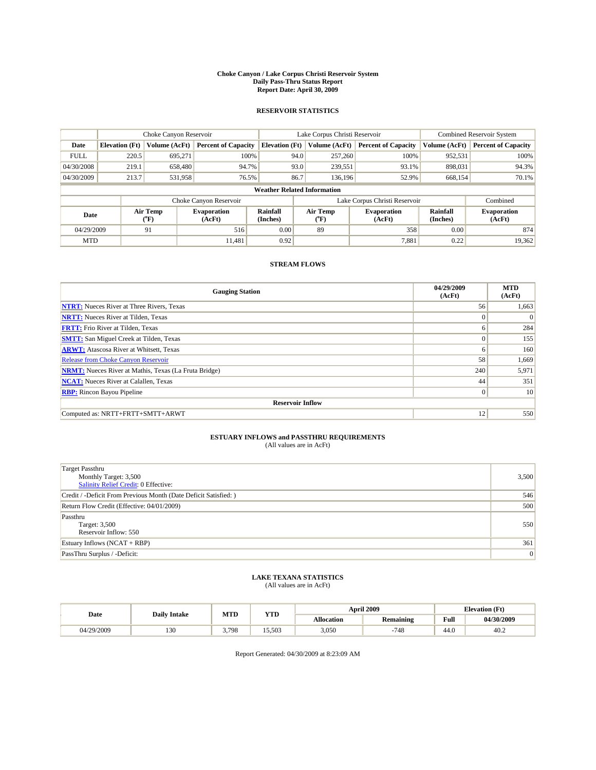**Choke Canyon / Lake Corpus Christi Reservoir System**
**Daily Pass-Thru Status Report**
**Report Date: April 30, 2009**

## RESERVOIR STATISTICS

| | Choke Canyon Reservoir | | | Lake Corpus Christi Reservoir | | | Combined Reservoir System | |
|---|---|---|---|---|---|---|---|---|
| **Date** | **Elevation (Ft)** | **Volume (AcFt)** | **Percent of Capacity** | **Elevation (Ft)** | **Volume (AcFt)** | **Percent of Capacity** | **Volume (AcFt)** | **Percent of Capacity** |
| FULL | 220.5 | 695,271 | 100% | 94.0 | 257,260 | 100% | 952,531 | 100% |
| 04/30/2008 | 219.1 | 658,480 | 94.7% | 93.0 | 239,551 | 93.1% | 898,031 | 94.3% |
| 04/30/2009 | 213.7 | 531,958 | 76.5% | 86.7 | 136,196 | 52.9% | 668,154 | 70.1% |

**Weather Related Information**

| | Choke Canyon Reservoir | | | Lake Corpus Christi Reservoir | | | Combined |
|---|---|---|---|---|---|---|---|
| **Date** | **Air Temp (°F)** | **Evaporation (AcFt)** | **Rainfall (Inches)** | **Air Temp (°F)** | **Evaporation (AcFt)** | **Rainfall (Inches)** | **Evaporation (AcFt)** |
| 04/29/2009 | 91 | 516 | 0.00 | 89 | 358 | 0.00 | 874 |
| MTD | | 11,481 | 0.92 | | 7,881 | 0.22 | 19,362 |

## STREAM FLOWS

| Gauging Station | 04/29/2009 (AcFt) | MTD (AcFt) |
|---|---|---|
| **NTRT:** Nueces River at Three Rivers, Texas | 56 | 1,663 |
| **NRTT:** Nueces River at Tilden, Texas | 0 | 0 |
| **FRTT:** Frio River at Tilden, Texas | 6 | 284 |
| **SMTT:** San Miguel Creek at Tilden, Texas | 0 | 155 |
| **ARWT:** Atascosa River at Whitsett, Texas | 6 | 160 |
| Release from Choke Canyon Reservoir | 58 | 1,669 |
| **NRMT:** Nueces River at Mathis, Texas (La Fruta Bridge) | 240 | 5,971 |
| **NCAT:** Nueces River at Calallen, Texas | 44 | 351 |
| **RBP:** Rincon Bayou Pipeline | 0 | 10 |
| **Reservoir Inflow** | | |
| Computed as: NRTT+FRTT+SMTT+ARWT | 12 | 550 |

## ESTUARY INFLOWS and PASSTHRU REQUIREMENTS

(All values are in AcFt)

| | |
|---|---|
| Target Passthru<br>Monthly Target: 3,500<br>Salinity Relief Credit: 0 Effective: | 3,500 |
| Credit / -Deficit From Previous Month (Date Deficit Satisfied: ) | 546 |
| Return Flow Credit (Effective: 04/01/2009) | 500 |
| Passthru<br>Target: 3,500<br>Reservoir Inflow: 550 | 550 |
| Estuary Inflows (NCAT + RBP) | 361 |
| PassThru Surplus / -Deficit: | 0 |

## LAKE TEXANA STATISTICS

(All values are in AcFt)

| Date | Daily Intake | MTD | YTD | April 2009 | | Elevation (Ft) | |
|---|---|---|---|---|---|---|---|
| | | | | **Allocation** | **Remaining** | **Full** | **04/30/2009** |
| 04/29/2009 | 130 | 3,798 | 15,503 | 3,050 | -748 | 44.0 | 40.2 |

Report Generated: 04/30/2009 at 8:23:09 AM